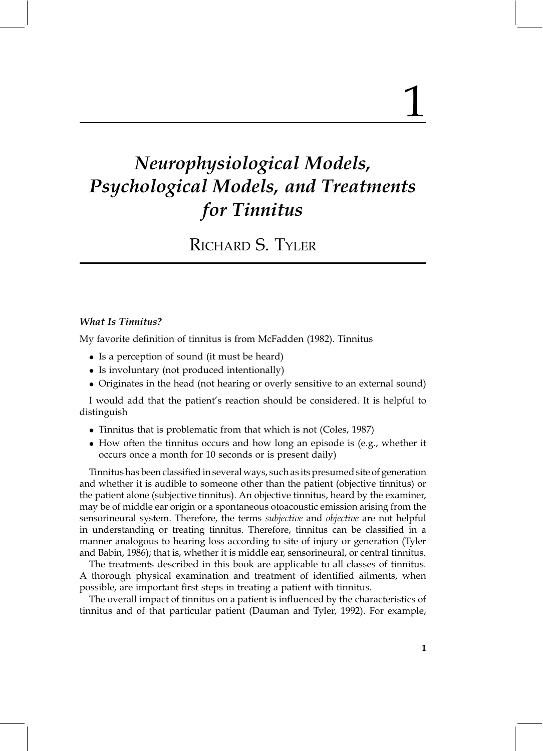# 1

# *Neurophysiological Models, Psychological Models, and Treatments for Tinnitus*

## Richard S. Tyler

### *What Is Tinnitus?*

My favorite definition of tinnitus is from McFadden (1982). Tinnitus

- Is a perception of sound (it must be heard)
- Is involuntary (not produced intentionally)
- Originates in the head (not hearing or overly sensitive to an external sound)

I would add that the patient's reaction should be considered. It is helpful to distinguish

- Tinnitus that is problematic from that which is not (Coles, 1987)
- How often the tinnitus occurs and how long an episode is (e.g., whether it occurs once a month for 10 seconds or is present daily)

Tinnitus has been classified in several ways, such as its presumed site of generation and whether it is audible to someone other than the patient (objective tinnitus) or the patient alone (subjective tinnitus). An objective tinnitus, heard by the examiner, may be of middle ear origin or a spontaneous otoacoustic emission arising from the sensorineural system. Therefore, the terms *subjective* and *objective* are not helpful in understanding or treating tinnitus. Therefore, tinnitus can be classified in a manner analogous to hearing loss according to site of injury or generation (Tyler and Babin, 1986); that is, whether it is middle ear, sensorineural, or central tinnitus.

The treatments described in this book are applicable to all classes of tinnitus. A thorough physical examination and treatment of identified ailments, when possible, are important first steps in treating a patient with tinnitus.

The overall impact of tinnitus on a patient is influenced by the characteristics of tinnitus and of that particular patient (Dauman and Tyler, 1992). For example,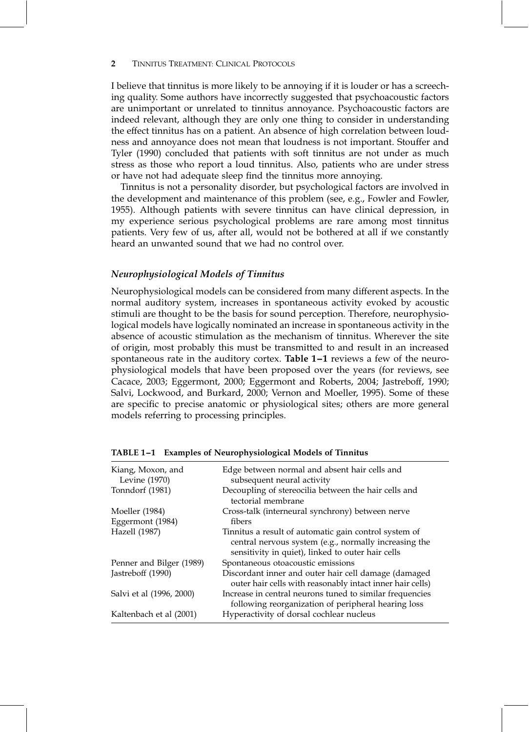I believe that tinnitus is more likely to be annoying if it is louder or has a screeching quality. Some authors have incorrectly suggested that psychoacoustic factors are unimportant or unrelated to tinnitus annoyance. Psychoacoustic factors are indeed relevant, although they are only one thing to consider in understanding the effect tinnitus has on a patient. An absence of high correlation between loudness and annoyance does not mean that loudness is not important. Stouffer and Tyler (1990) concluded that patients with soft tinnitus are not under as much stress as those who report a loud tinnitus. Also, patients who are under stress or have not had adequate sleep find the tinnitus more annoying.

Tinnitus is not a personality disorder, but psychological factors are involved in the development and maintenance of this problem (see, e.g., Fowler and Fowler, 1955). Although patients with severe tinnitus can have clinical depression, in my experience serious psychological problems are rare among most tinnitus patients. Very few of us, after all, would not be bothered at all if we constantly heard an unwanted sound that we had no control over.

### *Neurophysiological Models of Tinnitus*

Neurophysiological models can be considered from many different aspects. In the normal auditory system, increases in spontaneous activity evoked by acoustic stimuli are thought to be the basis for sound perception. Therefore, neurophysiological models have logically nominated an increase in spontaneous activity in the absence of acoustic stimulation as the mechanism of tinnitus. Wherever the site of origin, most probably this must be transmitted to and result in an increased spontaneous rate in the auditory cortex. **Table 1–1** reviews a few of the neurophysiological models that have been proposed over the years (for reviews, see Cacace, 2003; Eggermont, 2000; Eggermont and Roberts, 2004; Jastreboff, 1990; Salvi, Lockwood, and Burkard, 2000; Vernon and Moeller, 1995). Some of these are specific to precise anatomic or physiological sites; others are more general models referring to processing principles.

**TABLE 1–1 Examples of Neurophysiological Models of Tinnitus**

| | |
|---|---|
| Kiang, Moxon, and Levine (1970) | Edge between normal and absent hair cells and subsequent neural activity |
| Tonndorf (1981) | Decoupling of stereocilia between the hair cells and tectorial membrane |
| Moeller (1984) Eggermont (1984) | Cross-talk (interneural synchrony) between nerve fibers |
| Hazell (1987) | Tinnitus a result of automatic gain control system of central nervous system (e.g., normally increasing the sensitivity in quiet), linked to outer hair cells |
| Penner and Bilger (1989) | Spontaneous otoacoustic emissions |
| Jastreboff (1990) | Discordant inner and outer hair cell damage (damaged outer hair cells with reasonably intact inner hair cells) |
| Salvi et al (1996, 2000) | Increase in central neurons tuned to similar frequencies following reorganization of peripheral hearing loss |
| Kaltenbach et al (2001) | Hyperactivity of dorsal cochlear nucleus |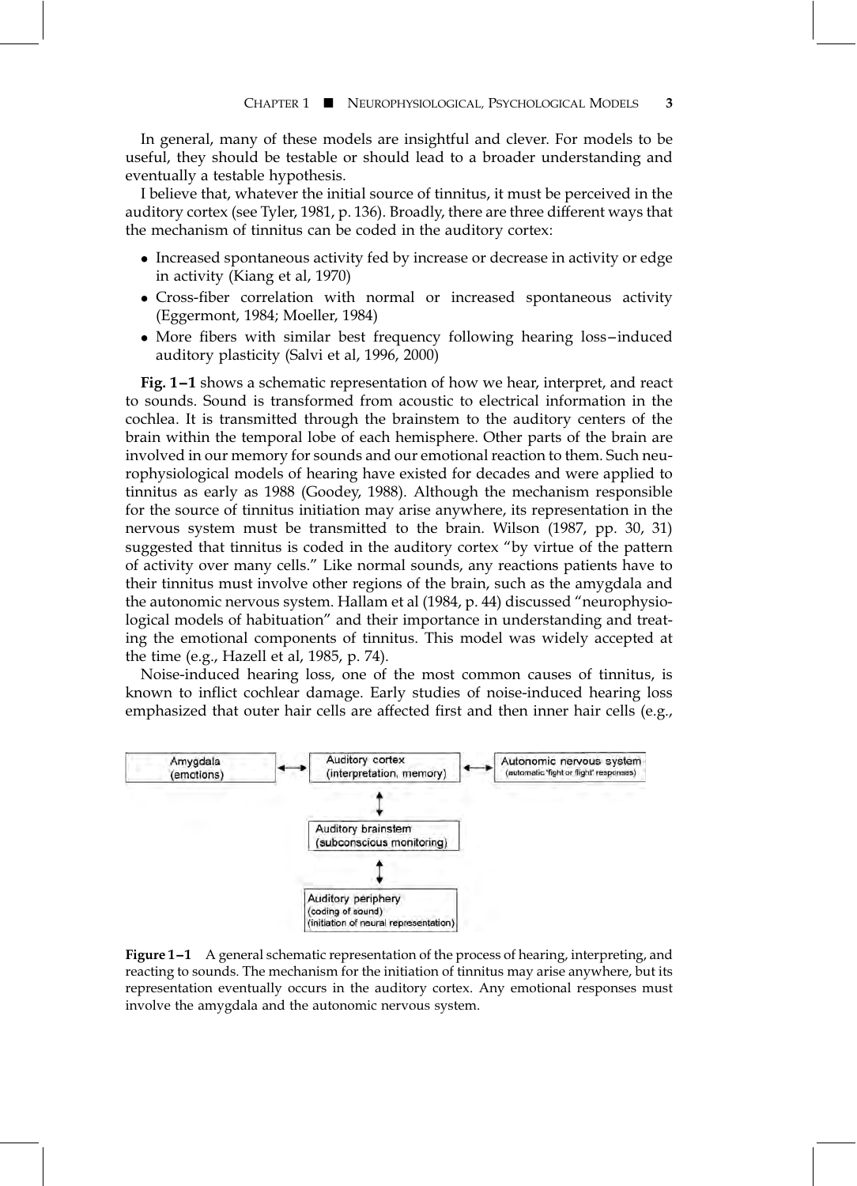In general, many of these models are insightful and clever. For models to be useful, they should be testable or should lead to a broader understanding and eventually a testable hypothesis.

I believe that, whatever the initial source of tinnitus, it must be perceived in the auditory cortex (see Tyler, 1981, p. 136). Broadly, there are three different ways that the mechanism of tinnitus can be coded in the auditory cortex:

- Increased spontaneous activity fed by increase or decrease in activity or edge in activity (Kiang et al, 1970)
- Cross-fiber correlation with normal or increased spontaneous activity (Eggermont, 1984; Moeller, 1984)
- More fibers with similar best frequency following hearing loss–induced auditory plasticity (Salvi et al, 1996, 2000)

**Fig. 1–1** shows a schematic representation of how we hear, interpret, and react to sounds. Sound is transformed from acoustic to electrical information in the cochlea. It is transmitted through the brainstem to the auditory centers of the brain within the temporal lobe of each hemisphere. Other parts of the brain are involved in our memory for sounds and our emotional reaction to them. Such neurophysiological models of hearing have existed for decades and were applied to tinnitus as early as 1988 (Goodey, 1988). Although the mechanism responsible for the source of tinnitus initiation may arise anywhere, its representation in the nervous system must be transmitted to the brain. Wilson (1987, pp. 30, 31) suggested that tinnitus is coded in the auditory cortex "by virtue of the pattern of activity over many cells." Like normal sounds, any reactions patients have to their tinnitus must involve other regions of the brain, such as the amygdala and the autonomic nervous system. Hallam et al (1984, p. 44) discussed "neurophysiological models of habituation" and their importance in understanding and treating the emotional components of tinnitus. This model was widely accepted at the time (e.g., Hazell et al, 1985, p. 74).

Noise-induced hearing loss, one of the most common causes of tinnitus, is known to inflict cochlear damage. Early studies of noise-induced hearing loss emphasized that outer hair cells are affected first and then inner hair cells (e.g.,

Amygdala (emotions) ⟷ Auditory cortex (interpretation, memory) ⟷ Autonomic nervous system (automatic 'fight or flight' responses)

↕

Auditory brainstem (subconscious monitoring)

↕

Auditory periphery (coding of sound) (initiation of neural representation)

**Figure 1–1** A general schematic representation of the process of hearing, interpreting, and reacting to sounds. The mechanism for the initiation of tinnitus may arise anywhere, but its representation eventually occurs in the auditory cortex. Any emotional responses must involve the amygdala and the autonomic nervous system.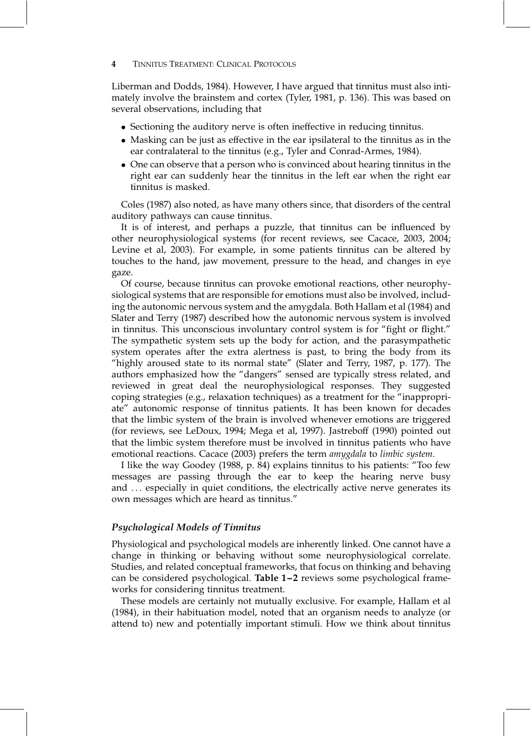Liberman and Dodds, 1984). However, I have argued that tinnitus must also intimately involve the brainstem and cortex (Tyler, 1981, p. 136). This was based on several observations, including that

- Sectioning the auditory nerve is often ineffective in reducing tinnitus.
- Masking can be just as effective in the ear ipsilateral to the tinnitus as in the ear contralateral to the tinnitus (e.g., Tyler and Conrad-Armes, 1984).
- One can observe that a person who is convinced about hearing tinnitus in the right ear can suddenly hear the tinnitus in the left ear when the right ear tinnitus is masked.

Coles (1987) also noted, as have many others since, that disorders of the central auditory pathways can cause tinnitus.

It is of interest, and perhaps a puzzle, that tinnitus can be influenced by other neurophysiological systems (for recent reviews, see Cacace, 2003, 2004; Levine et al, 2003). For example, in some patients tinnitus can be altered by touches to the hand, jaw movement, pressure to the head, and changes in eye gaze.

Of course, because tinnitus can provoke emotional reactions, other neurophysiological systems that are responsible for emotions must also be involved, including the autonomic nervous system and the amygdala. Both Hallam et al (1984) and Slater and Terry (1987) described how the autonomic nervous system is involved in tinnitus. This unconscious involuntary control system is for "fight or flight." The sympathetic system sets up the body for action, and the parasympathetic system operates after the extra alertness is past, to bring the body from its "highly aroused state to its normal state" (Slater and Terry, 1987, p. 177). The authors emphasized how the "dangers" sensed are typically stress related, and reviewed in great deal the neurophysiological responses. They suggested coping strategies (e.g., relaxation techniques) as a treatment for the "inappropriate" autonomic response of tinnitus patients. It has been known for decades that the limbic system of the brain is involved whenever emotions are triggered (for reviews, see LeDoux, 1994; Mega et al, 1997). Jastreboff (1990) pointed out that the limbic system therefore must be involved in tinnitus patients who have emotional reactions. Cacace (2003) prefers the term *amygdala* to *limbic system.*

I like the way Goodey (1988, p. 84) explains tinnitus to his patients: "Too few messages are passing through the ear to keep the hearing nerve busy and ... especially in quiet conditions, the electrically active nerve generates its own messages which are heard as tinnitus."

### *Psychological Models of Tinnitus*

Physiological and psychological models are inherently linked. One cannot have a change in thinking or behaving without some neurophysiological correlate. Studies, and related conceptual frameworks, that focus on thinking and behaving can be considered psychological. **Table 1–2** reviews some psychological frameworks for considering tinnitus treatment.

These models are certainly not mutually exclusive. For example, Hallam et al (1984), in their habituation model, noted that an organism needs to analyze (or attend to) new and potentially important stimuli. How we think about tinnitus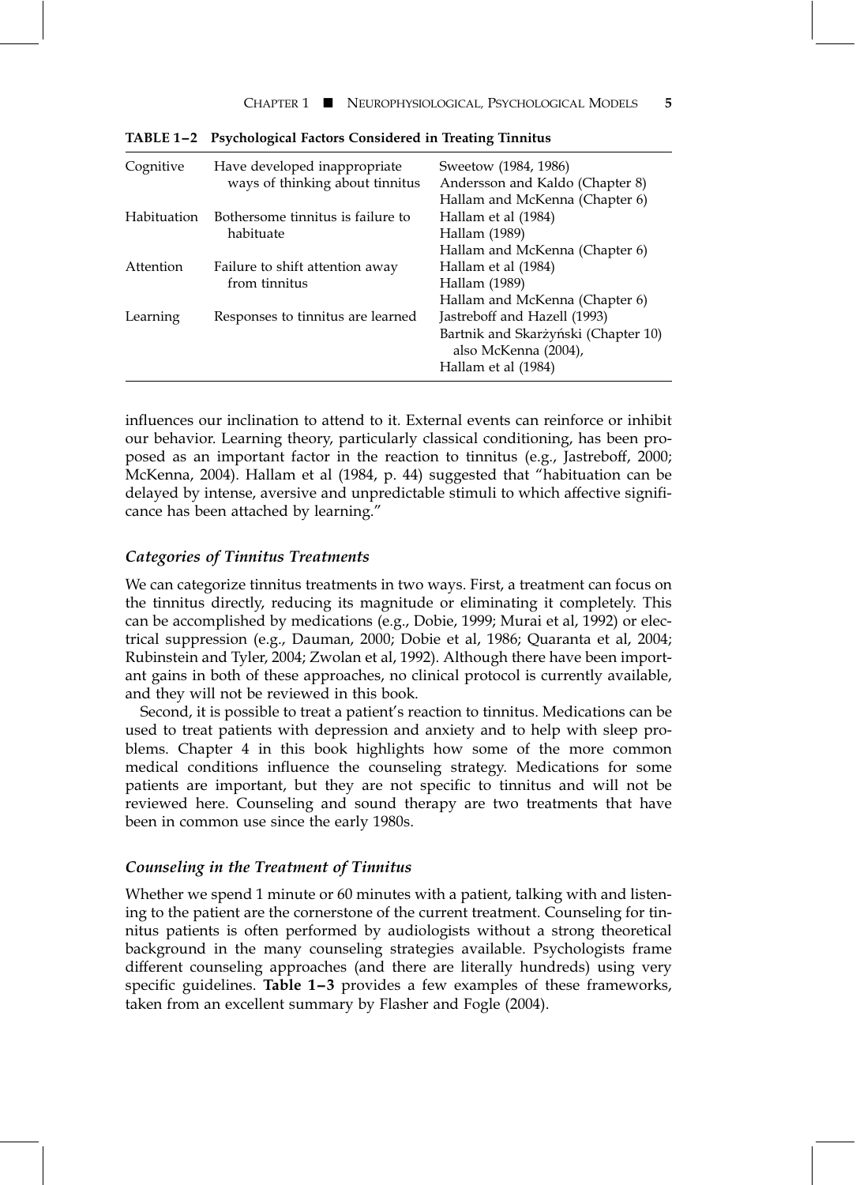**TABLE 1–2 Psychological Factors Considered in Treating Tinnitus**

| | | |
|---|---|---|
| Cognitive | Have developed inappropriate ways of thinking about tinnitus | Sweetow (1984, 1986)<br>Andersson and Kaldo (Chapter 8)<br>Hallam and McKenna (Chapter 6) |
| Habituation | Bothersome tinnitus is failure to habituate | Hallam et al (1984)<br>Hallam (1989)<br>Hallam and McKenna (Chapter 6) |
| Attention | Failure to shift attention away from tinnitus | Hallam et al (1984)<br>Hallam (1989)<br>Hallam and McKenna (Chapter 6) |
| Learning | Responses to tinnitus are learned | Jastreboff and Hazell (1993)<br>Bartnik and Skarżyński (Chapter 10) also McKenna (2004),<br>Hallam et al (1984) |

influences our inclination to attend to it. External events can reinforce or inhibit our behavior. Learning theory, particularly classical conditioning, has been proposed as an important factor in the reaction to tinnitus (e.g., Jastreboff, 2000; McKenna, 2004). Hallam et al (1984, p. 44) suggested that "habituation can be delayed by intense, aversive and unpredictable stimuli to which affective significance has been attached by learning."

### *Categories of Tinnitus Treatments*

We can categorize tinnitus treatments in two ways. First, a treatment can focus on the tinnitus directly, reducing its magnitude or eliminating it completely. This can be accomplished by medications (e.g., Dobie, 1999; Murai et al, 1992) or electrical suppression (e.g., Dauman, 2000; Dobie et al, 1986; Quaranta et al, 2004; Rubinstein and Tyler, 2004; Zwolan et al, 1992). Although there have been important gains in both of these approaches, no clinical protocol is currently available, and they will not be reviewed in this book.

Second, it is possible to treat a patient's reaction to tinnitus. Medications can be used to treat patients with depression and anxiety and to help with sleep problems. Chapter 4 in this book highlights how some of the more common medical conditions influence the counseling strategy. Medications for some patients are important, but they are not specific to tinnitus and will not be reviewed here. Counseling and sound therapy are two treatments that have been in common use since the early 1980s.

### *Counseling in the Treatment of Tinnitus*

Whether we spend 1 minute or 60 minutes with a patient, talking with and listening to the patient are the cornerstone of the current treatment. Counseling for tinnitus patients is often performed by audiologists without a strong theoretical background in the many counseling strategies available. Psychologists frame different counseling approaches (and there are literally hundreds) using very specific guidelines. **Table 1–3** provides a few examples of these frameworks, taken from an excellent summary by Flasher and Fogle (2004).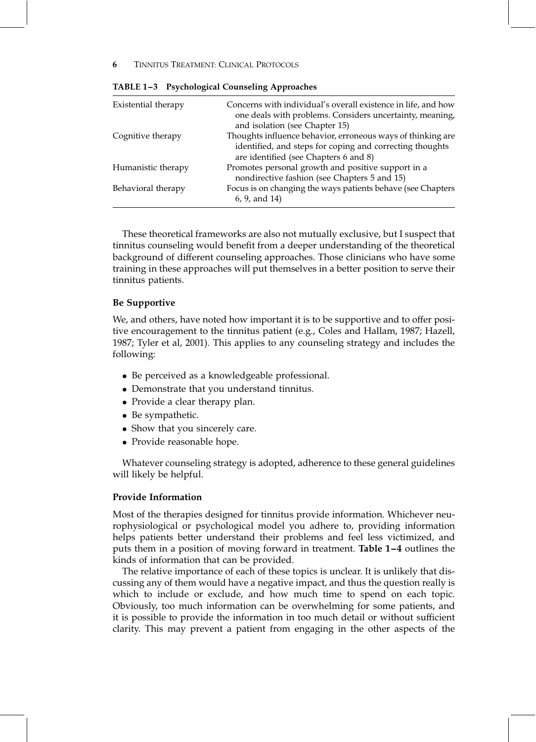**TABLE 1–3 Psychological Counseling Approaches**

| | |
|---|---|
| Existential therapy | Concerns with individual's overall existence in life, and how one deals with problems. Considers uncertainty, meaning, and isolation (see Chapter 15) |
| Cognitive therapy | Thoughts influence behavior, erroneous ways of thinking are identified, and steps for coping and correcting thoughts are identified (see Chapters 6 and 8) |
| Humanistic therapy | Promotes personal growth and positive support in a nondirective fashion (see Chapters 5 and 15) |
| Behavioral therapy | Focus is on changing the ways patients behave (see Chapters 6, 9, and 14) |

These theoretical frameworks are also not mutually exclusive, but I suspect that tinnitus counseling would benefit from a deeper understanding of the theoretical background of different counseling approaches. Those clinicians who have some training in these approaches will put themselves in a better position to serve their tinnitus patients.

### Be Supportive

We, and others, have noted how important it is to be supportive and to offer positive encouragement to the tinnitus patient (e.g., Coles and Hallam, 1987; Hazell, 1987; Tyler et al, 2001). This applies to any counseling strategy and includes the following:

- Be perceived as a knowledgeable professional.
- Demonstrate that you understand tinnitus.
- Provide a clear therapy plan.
- Be sympathetic.
- Show that you sincerely care.
- Provide reasonable hope.

Whatever counseling strategy is adopted, adherence to these general guidelines will likely be helpful.

### Provide Information

Most of the therapies designed for tinnitus provide information. Whichever neurophysiological or psychological model you adhere to, providing information helps patients better understand their problems and feel less victimized, and puts them in a position of moving forward in treatment. **Table 1–4** outlines the kinds of information that can be provided.

The relative importance of each of these topics is unclear. It is unlikely that discussing any of them would have a negative impact, and thus the question really is which to include or exclude, and how much time to spend on each topic. Obviously, too much information can be overwhelming for some patients, and it is possible to provide the information in too much detail or without sufficient clarity. This may prevent a patient from engaging in the other aspects of the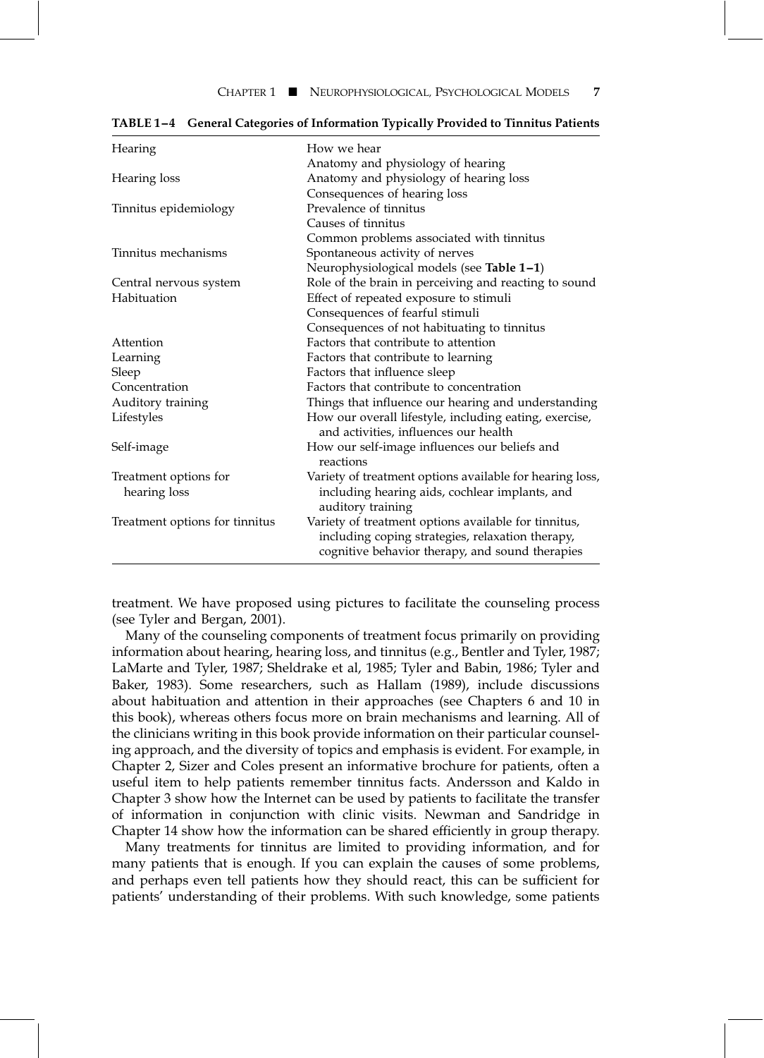**TABLE 1–4 General Categories of Information Typically Provided to Tinnitus Patients**

| | |
|---|---|
| Hearing | How we hear<br>Anatomy and physiology of hearing |
| Hearing loss | Anatomy and physiology of hearing loss<br>Consequences of hearing loss |
| Tinnitus epidemiology | Prevalence of tinnitus<br>Causes of tinnitus<br>Common problems associated with tinnitus |
| Tinnitus mechanisms | Spontaneous activity of nerves<br>Neurophysiological models (see **Table 1–1**) |
| Central nervous system | Role of the brain in perceiving and reacting to sound |
| Habituation | Effect of repeated exposure to stimuli<br>Consequences of fearful stimuli<br>Consequences of not habituating to tinnitus |
| Attention | Factors that contribute to attention |
| Learning | Factors that contribute to learning |
| Sleep | Factors that influence sleep |
| Concentration | Factors that contribute to concentration |
| Auditory training | Things that influence our hearing and understanding |
| Lifestyles | How our overall lifestyle, including eating, exercise, and activities, influences our health |
| Self-image | How our self-image influences our beliefs and reactions |
| Treatment options for hearing loss | Variety of treatment options available for hearing loss, including hearing aids, cochlear implants, and auditory training |
| Treatment options for tinnitus | Variety of treatment options available for tinnitus, including coping strategies, relaxation therapy, cognitive behavior therapy, and sound therapies |

treatment. We have proposed using pictures to facilitate the counseling process (see Tyler and Bergan, 2001).

Many of the counseling components of treatment focus primarily on providing information about hearing, hearing loss, and tinnitus (e.g., Bentler and Tyler, 1987; LaMarte and Tyler, 1987; Sheldrake et al, 1985; Tyler and Babin, 1986; Tyler and Baker, 1983). Some researchers, such as Hallam (1989), include discussions about habituation and attention in their approaches (see Chapters 6 and 10 in this book), whereas others focus more on brain mechanisms and learning. All of the clinicians writing in this book provide information on their particular counseling approach, and the diversity of topics and emphasis is evident. For example, in Chapter 2, Sizer and Coles present an informative brochure for patients, often a useful item to help patients remember tinnitus facts. Andersson and Kaldo in Chapter 3 show how the Internet can be used by patients to facilitate the transfer of information in conjunction with clinic visits. Newman and Sandridge in Chapter 14 show how the information can be shared efficiently in group therapy.

Many treatments for tinnitus are limited to providing information, and for many patients that is enough. If you can explain the causes of some problems, and perhaps even tell patients how they should react, this can be sufficient for patients' understanding of their problems. With such knowledge, some patients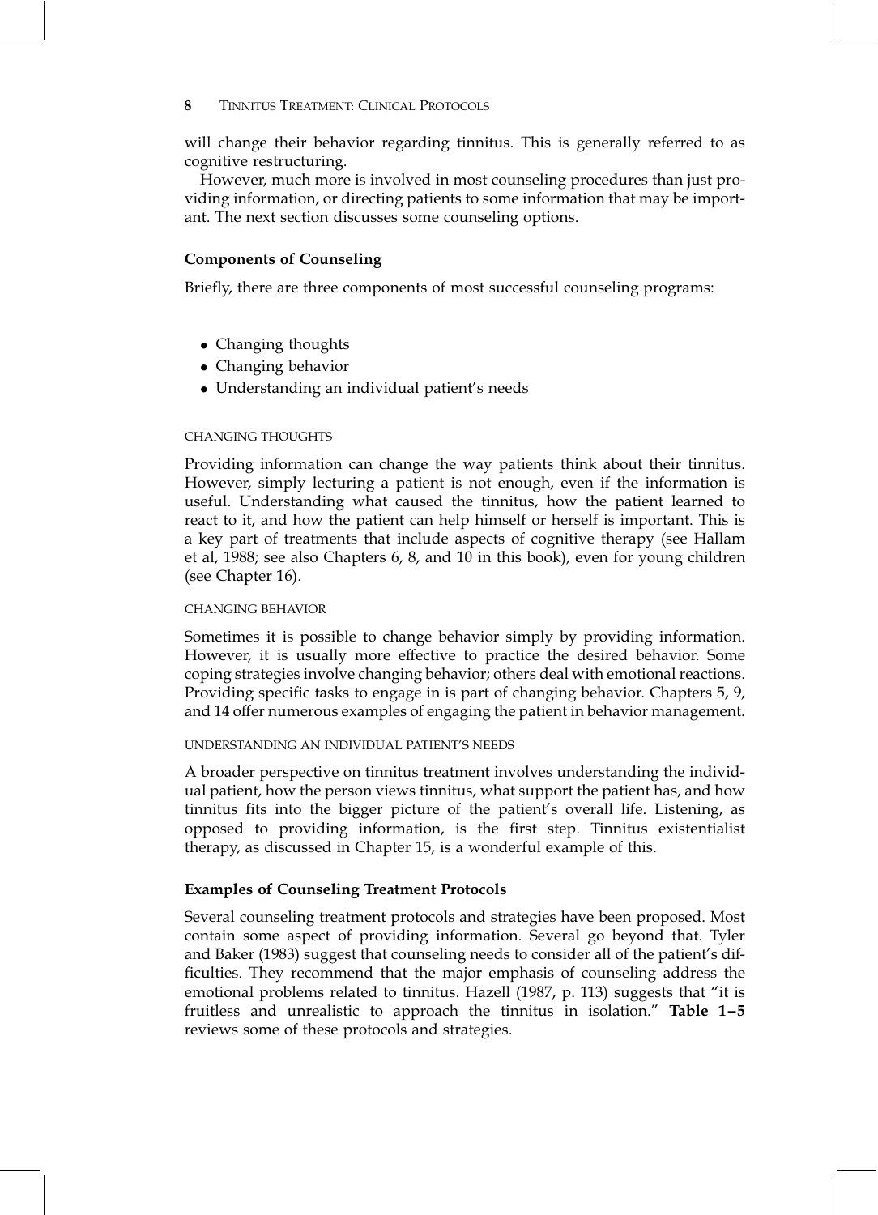will change their behavior regarding tinnitus. This is generally referred to as cognitive restructuring.

However, much more is involved in most counseling procedures than just providing information, or directing patients to some information that may be important. The next section discusses some counseling options.

### Components of Counseling

Briefly, there are three components of most successful counseling programs:

- Changing thoughts
- Changing behavior
- Understanding an individual patient's needs

#### CHANGING THOUGHTS

Providing information can change the way patients think about their tinnitus. However, simply lecturing a patient is not enough, even if the information is useful. Understanding what caused the tinnitus, how the patient learned to react to it, and how the patient can help himself or herself is important. This is a key part of treatments that include aspects of cognitive therapy (see Hallam et al, 1988; see also Chapters 6, 8, and 10 in this book), even for young children (see Chapter 16).

#### CHANGING BEHAVIOR

Sometimes it is possible to change behavior simply by providing information. However, it is usually more effective to practice the desired behavior. Some coping strategies involve changing behavior; others deal with emotional reactions. Providing specific tasks to engage in is part of changing behavior. Chapters 5, 9, and 14 offer numerous examples of engaging the patient in behavior management.

#### UNDERSTANDING AN INDIVIDUAL PATIENT'S NEEDS

A broader perspective on tinnitus treatment involves understanding the individual patient, how the person views tinnitus, what support the patient has, and how tinnitus fits into the bigger picture of the patient's overall life. Listening, as opposed to providing information, is the first step. Tinnitus existentialist therapy, as discussed in Chapter 15, is a wonderful example of this.

### Examples of Counseling Treatment Protocols

Several counseling treatment protocols and strategies have been proposed. Most contain some aspect of providing information. Several go beyond that. Tyler and Baker (1983) suggest that counseling needs to consider all of the patient's difficulties. They recommend that the major emphasis of counseling address the emotional problems related to tinnitus. Hazell (1987, p. 113) suggests that "it is fruitless and unrealistic to approach the tinnitus in isolation." **Table 1–5** reviews some of these protocols and strategies.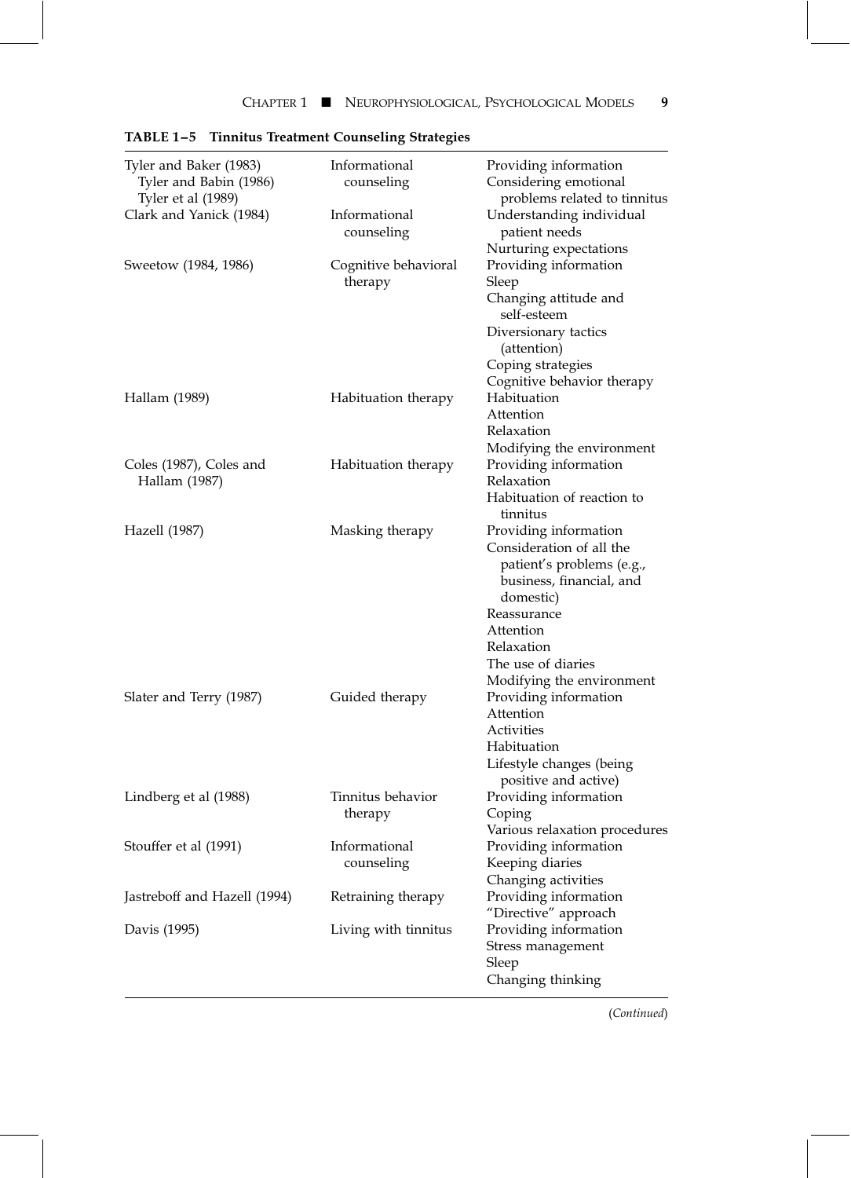**TABLE 1–5 Tinnitus Treatment Counseling Strategies**

| | | |
|---|---|---|
| Tyler and Baker (1983)<br>Tyler and Babin (1986)<br>Tyler et al (1989) | Informational counseling | Providing information<br>Considering emotional problems related to tinnitus |
| Clark and Yanick (1984) | Informational counseling | Understanding individual patient needs<br>Nurturing expectations |
| Sweetow (1984, 1986) | Cognitive behavioral therapy | Providing information<br>Sleep<br>Changing attitude and self-esteem<br>Diversionary tactics (attention)<br>Coping strategies<br>Cognitive behavior therapy |
| Hallam (1989) | Habituation therapy | Habituation<br>Attention<br>Relaxation<br>Modifying the environment |
| Coles (1987), Coles and Hallam (1987) | Habituation therapy | Providing information<br>Relaxation<br>Habituation of reaction to tinnitus |
| Hazell (1987) | Masking therapy | Providing information<br>Consideration of all the patient's problems (e.g., business, financial, and domestic)<br>Reassurance<br>Attention<br>Relaxation<br>The use of diaries<br>Modifying the environment |
| Slater and Terry (1987) | Guided therapy | Providing information<br>Attention<br>Activities<br>Habituation<br>Lifestyle changes (being positive and active) |
| Lindberg et al (1988) | Tinnitus behavior therapy | Providing information<br>Coping<br>Various relaxation procedures |
| Stouffer et al (1991) | Informational counseling | Providing information<br>Keeping diaries<br>Changing activities |
| Jastreboff and Hazell (1994) | Retraining therapy | Providing information<br>"Directive" approach |
| Davis (1995) | Living with tinnitus | Providing information<br>Stress management<br>Sleep<br>Changing thinking |

(*Continued*)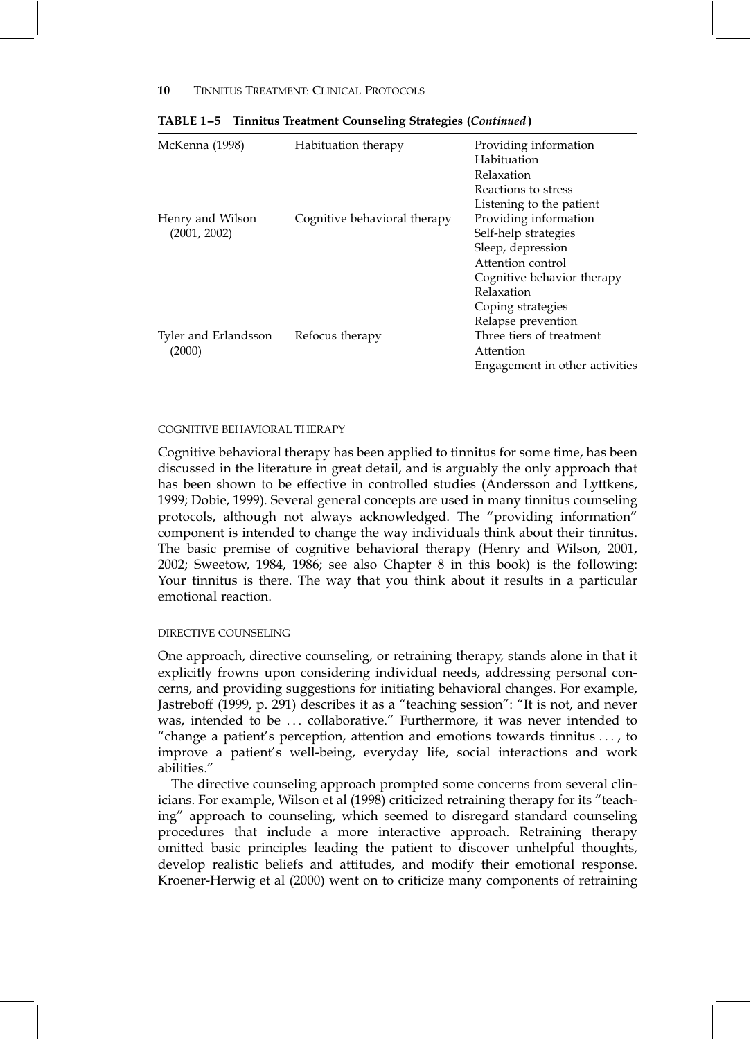**TABLE 1–5 Tinnitus Treatment Counseling Strategies (*Continued*)**

| | | |
|---|---|---|
| McKenna (1998) | Habituation therapy | Providing information<br>Habituation<br>Relaxation<br>Reactions to stress<br>Listening to the patient |
| Henry and Wilson (2001, 2002) | Cognitive behavioral therapy | Providing information<br>Self-help strategies<br>Sleep, depression<br>Attention control<br>Cognitive behavior therapy<br>Relaxation<br>Coping strategies<br>Relapse prevention |
| Tyler and Erlandsson (2000) | Refocus therapy | Three tiers of treatment<br>Attention<br>Engagement in other activities |

### COGNITIVE BEHAVIORAL THERAPY

Cognitive behavioral therapy has been applied to tinnitus for some time, has been discussed in the literature in great detail, and is arguably the only approach that has been shown to be effective in controlled studies (Andersson and Lyttkens, 1999; Dobie, 1999). Several general concepts are used in many tinnitus counseling protocols, although not always acknowledged. The "providing information" component is intended to change the way individuals think about their tinnitus. The basic premise of cognitive behavioral therapy (Henry and Wilson, 2001, 2002; Sweetow, 1984, 1986; see also Chapter 8 in this book) is the following: Your tinnitus is there. The way that you think about it results in a particular emotional reaction.

### DIRECTIVE COUNSELING

One approach, directive counseling, or retraining therapy, stands alone in that it explicitly frowns upon considering individual needs, addressing personal concerns, and providing suggestions for initiating behavioral changes. For example, Jastreboff (1999, p. 291) describes it as a "teaching session": "It is not, and never was, intended to be . . . collaborative." Furthermore, it was never intended to "change a patient's perception, attention and emotions towards tinnitus . . . , to improve a patient's well-being, everyday life, social interactions and work abilities."

The directive counseling approach prompted some concerns from several clinicians. For example, Wilson et al (1998) criticized retraining therapy for its "teaching" approach to counseling, which seemed to disregard standard counseling procedures that include a more interactive approach. Retraining therapy omitted basic principles leading the patient to discover unhelpful thoughts, develop realistic beliefs and attitudes, and modify their emotional response. Kroener-Herwig et al (2000) went on to criticize many components of retraining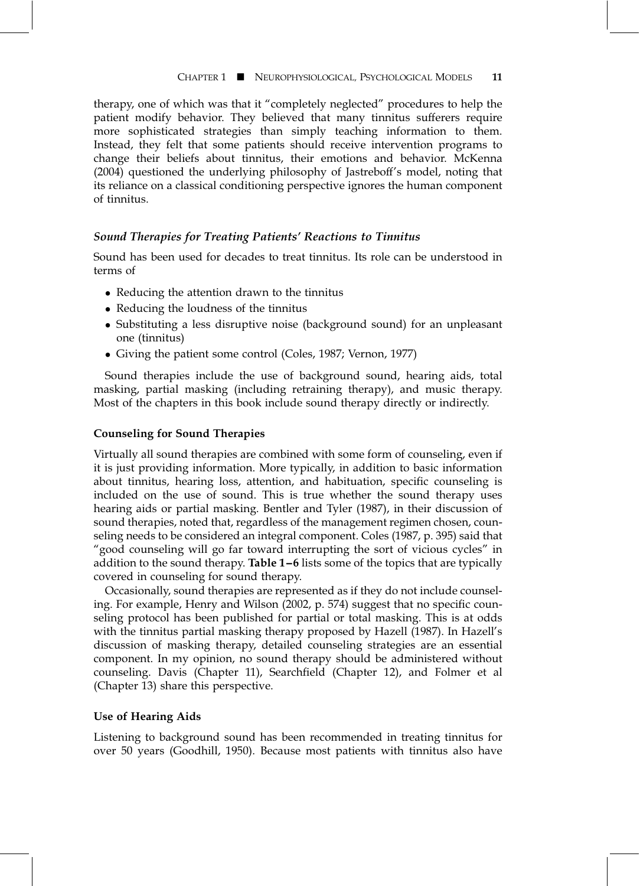therapy, one of which was that it "completely neglected" procedures to help the patient modify behavior. They believed that many tinnitus sufferers require more sophisticated strategies than simply teaching information to them. Instead, they felt that some patients should receive intervention programs to change their beliefs about tinnitus, their emotions and behavior. McKenna (2004) questioned the underlying philosophy of Jastreboff's model, noting that its reliance on a classical conditioning perspective ignores the human component of tinnitus.

### *Sound Therapies for Treating Patients' Reactions to Tinnitus*

Sound has been used for decades to treat tinnitus. Its role can be understood in terms of

- Reducing the attention drawn to the tinnitus
- Reducing the loudness of the tinnitus
- Substituting a less disruptive noise (background sound) for an unpleasant one (tinnitus)
- Giving the patient some control (Coles, 1987; Vernon, 1977)

Sound therapies include the use of background sound, hearing aids, total masking, partial masking (including retraining therapy), and music therapy. Most of the chapters in this book include sound therapy directly or indirectly.

#### Counseling for Sound Therapies

Virtually all sound therapies are combined with some form of counseling, even if it is just providing information. More typically, in addition to basic information about tinnitus, hearing loss, attention, and habituation, specific counseling is included on the use of sound. This is true whether the sound therapy uses hearing aids or partial masking. Bentler and Tyler (1987), in their discussion of sound therapies, noted that, regardless of the management regimen chosen, counseling needs to be considered an integral component. Coles (1987, p. 395) said that "good counseling will go far toward interrupting the sort of vicious cycles" in addition to the sound therapy. **Table 1–6** lists some of the topics that are typically covered in counseling for sound therapy.

Occasionally, sound therapies are represented as if they do not include counseling. For example, Henry and Wilson (2002, p. 574) suggest that no specific counseling protocol has been published for partial or total masking. This is at odds with the tinnitus partial masking therapy proposed by Hazell (1987). In Hazell's discussion of masking therapy, detailed counseling strategies are an essential component. In my opinion, no sound therapy should be administered without counseling. Davis (Chapter 11), Searchfield (Chapter 12), and Folmer et al (Chapter 13) share this perspective.

#### Use of Hearing Aids

Listening to background sound has been recommended in treating tinnitus for over 50 years (Goodhill, 1950). Because most patients with tinnitus also have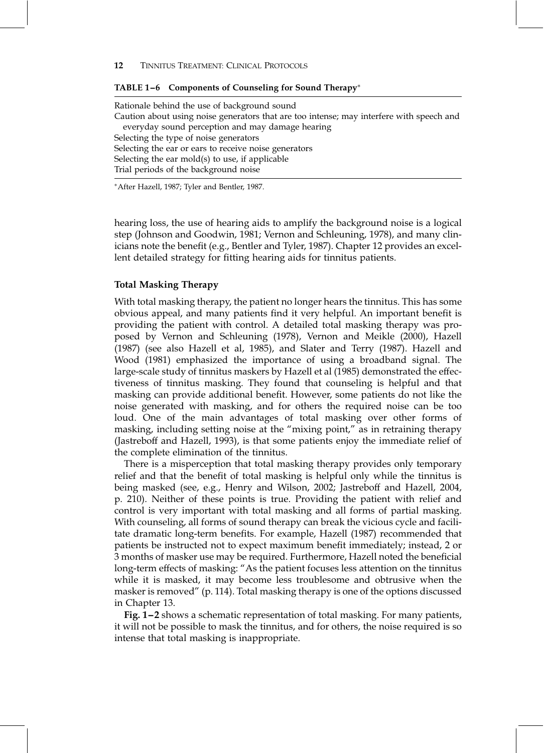**TABLE 1–6 Components of Counseling for Sound Therapy***

| |
|---|
| Rationale behind the use of background sound |
| Caution about using noise generators that are too intense; may interfere with speech and everyday sound perception and may damage hearing |
| Selecting the type of noise generators |
| Selecting the ear or ears to receive noise generators |
| Selecting the ear mold(s) to use, if applicable |
| Trial periods of the background noise |

*After Hazell, 1987; Tyler and Bentler, 1987.

hearing loss, the use of hearing aids to amplify the background noise is a logical step (Johnson and Goodwin, 1981; Vernon and Schleuning, 1978), and many clinicians note the benefit (e.g., Bentler and Tyler, 1987). Chapter 12 provides an excellent detailed strategy for fitting hearing aids for tinnitus patients.

### Total Masking Therapy

With total masking therapy, the patient no longer hears the tinnitus. This has some obvious appeal, and many patients find it very helpful. An important benefit is providing the patient with control. A detailed total masking therapy was proposed by Vernon and Schleuning (1978), Vernon and Meikle (2000), Hazell (1987) (see also Hazell et al, 1985), and Slater and Terry (1987). Hazell and Wood (1981) emphasized the importance of using a broadband signal. The large-scale study of tinnitus maskers by Hazell et al (1985) demonstrated the effectiveness of tinnitus masking. They found that counseling is helpful and that masking can provide additional benefit. However, some patients do not like the noise generated with masking, and for others the required noise can be too loud. One of the main advantages of total masking over other forms of masking, including setting noise at the "mixing point," as in retraining therapy (Jastreboff and Hazell, 1993), is that some patients enjoy the immediate relief of the complete elimination of the tinnitus.

There is a misperception that total masking therapy provides only temporary relief and that the benefit of total masking is helpful only while the tinnitus is being masked (see, e.g., Henry and Wilson, 2002; Jastreboff and Hazell, 2004, p. 210). Neither of these points is true. Providing the patient with relief and control is very important with total masking and all forms of partial masking. With counseling, all forms of sound therapy can break the vicious cycle and facilitate dramatic long-term benefits. For example, Hazell (1987) recommended that patients be instructed not to expect maximum benefit immediately; instead, 2 or 3 months of masker use may be required. Furthermore, Hazell noted the beneficial long-term effects of masking: "As the patient focuses less attention on the tinnitus while it is masked, it may become less troublesome and obtrusive when the masker is removed" (p. 114). Total masking therapy is one of the options discussed in Chapter 13.

**Fig. 1–2** shows a schematic representation of total masking. For many patients, it will not be possible to mask the tinnitus, and for others, the noise required is so intense that total masking is inappropriate.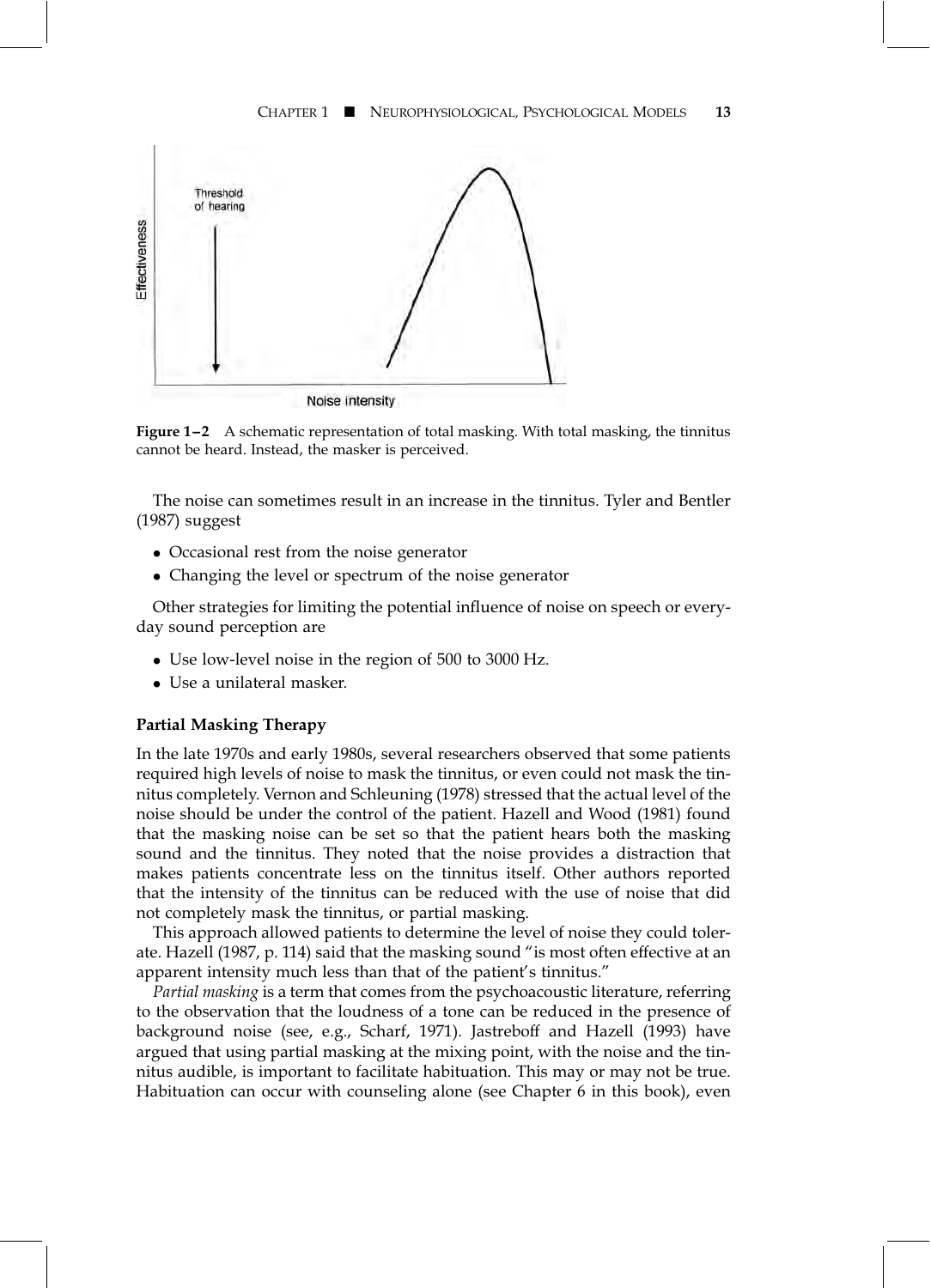Figure 1–2 A schematic representation of total masking. With total masking, the tinnitus cannot be heard. Instead, the masker is perceived.

The noise can sometimes result in an increase in the tinnitus. Tyler and Bentler (1987) suggest

- Occasional rest from the noise generator
- Changing the level or spectrum of the noise generator

Other strategies for limiting the potential influence of noise on speech or everyday sound perception are

- Use low-level noise in the region of 500 to 3000 Hz.
- Use a unilateral masker.

### Partial Masking Therapy

In the late 1970s and early 1980s, several researchers observed that some patients required high levels of noise to mask the tinnitus, or even could not mask the tinnitus completely. Vernon and Schleuning (1978) stressed that the actual level of the noise should be under the control of the patient. Hazell and Wood (1981) found that the masking noise can be set so that the patient hears both the masking sound and the tinnitus. They noted that the noise provides a distraction that makes patients concentrate less on the tinnitus itself. Other authors reported that the intensity of the tinnitus can be reduced with the use of noise that did not completely mask the tinnitus, or partial masking.

This approach allowed patients to determine the level of noise they could tolerate. Hazell (1987, p. 114) said that the masking sound "is most often effective at an apparent intensity much less than that of the patient's tinnitus."

*Partial masking* is a term that comes from the psychoacoustic literature, referring to the observation that the loudness of a tone can be reduced in the presence of background noise (see, e.g., Scharf, 1971). Jastreboff and Hazell (1993) have argued that using partial masking at the mixing point, with the noise and the tinnitus audible, is important to facilitate habituation. This may or may not be true. Habituation can occur with counseling alone (see Chapter 6 in this book), even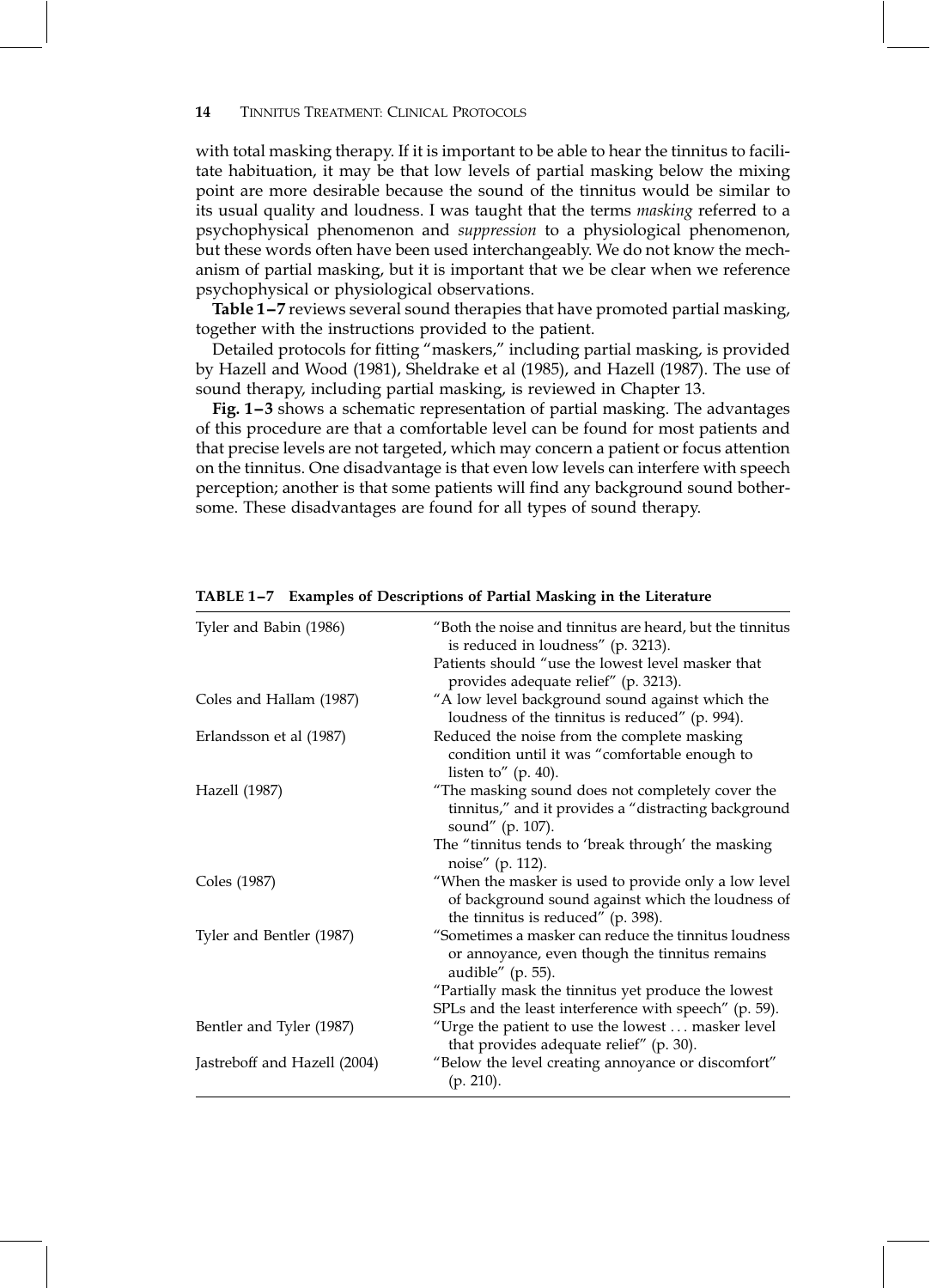with total masking therapy. If it is important to be able to hear the tinnitus to facilitate habituation, it may be that low levels of partial masking below the mixing point are more desirable because the sound of the tinnitus would be similar to its usual quality and loudness. I was taught that the terms *masking* referred to a psychophysical phenomenon and *suppression* to a physiological phenomenon, but these words often have been used interchangeably. We do not know the mechanism of partial masking, but it is important that we be clear when we reference psychophysical or physiological observations.

**Table 1–7** reviews several sound therapies that have promoted partial masking, together with the instructions provided to the patient.

Detailed protocols for fitting "maskers," including partial masking, is provided by Hazell and Wood (1981), Sheldrake et al (1985), and Hazell (1987). The use of sound therapy, including partial masking, is reviewed in Chapter 13.

**Fig. 1–3** shows a schematic representation of partial masking. The advantages of this procedure are that a comfortable level can be found for most patients and that precise levels are not targeted, which may concern a patient or focus attention on the tinnitus. One disadvantage is that even low levels can interfere with speech perception; another is that some patients will find any background sound bothersome. These disadvantages are found for all types of sound therapy.

**TABLE 1–7 Examples of Descriptions of Partial Masking in the Literature**

| | |
|---|---|
| Tyler and Babin (1986) | "Both the noise and tinnitus are heard, but the tinnitus is reduced in loudness" (p. 3213). Patients should "use the lowest level masker that provides adequate relief" (p. 3213). |
| Coles and Hallam (1987) | "A low level background sound against which the loudness of the tinnitus is reduced" (p. 994). |
| Erlandsson et al (1987) | Reduced the noise from the complete masking condition until it was "comfortable enough to listen to" (p. 40). |
| Hazell (1987) | "The masking sound does not completely cover the tinnitus," and it provides a "distracting background sound" (p. 107). The "tinnitus tends to 'break through' the masking noise" (p. 112). |
| Coles (1987) | "When the masker is used to provide only a low level of background sound against which the loudness of the tinnitus is reduced" (p. 398). |
| Tyler and Bentler (1987) | "Sometimes a masker can reduce the tinnitus loudness or annoyance, even though the tinnitus remains audible" (p. 55). "Partially mask the tinnitus yet produce the lowest SPLs and the least interference with speech" (p. 59). |
| Bentler and Tyler (1987) | "Urge the patient to use the lowest . . . masker level that provides adequate relief" (p. 30). |
| Jastreboff and Hazell (2004) | "Below the level creating annoyance or discomfort" (p. 210). |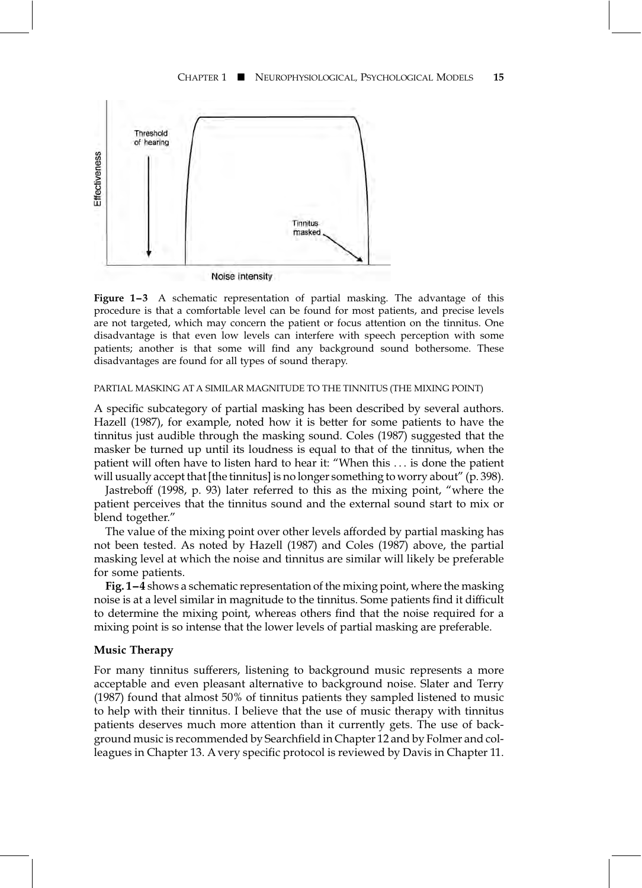**Figure 1–3** A schematic representation of partial masking. The advantage of this procedure is that a comfortable level can be found for most patients, and precise levels are not targeted, which may concern the patient or focus attention on the tinnitus. One disadvantage is that even low levels can interfere with speech perception with some patients; another is that some will find any background sound bothersome. These disadvantages are found for all types of sound therapy.

PARTIAL MASKING AT A SIMILAR MAGNITUDE TO THE TINNITUS (THE MIXING POINT)

A specific subcategory of partial masking has been described by several authors. Hazell (1987), for example, noted how it is better for some patients to have the tinnitus just audible through the masking sound. Coles (1987) suggested that the masker be turned up until its loudness is equal to that of the tinnitus, when the patient will often have to listen hard to hear it: "When this . . . is done the patient will usually accept that [the tinnitus] is no longer something to worry about" (p. 398).

Jastreboff (1998, p. 93) later referred to this as the mixing point, "where the patient perceives that the tinnitus sound and the external sound start to mix or blend together."

The value of the mixing point over other levels afforded by partial masking has not been tested. As noted by Hazell (1987) and Coles (1987) above, the partial masking level at which the noise and tinnitus are similar will likely be preferable for some patients.

**Fig. 1–4** shows a schematic representation of the mixing point, where the masking noise is at a level similar in magnitude to the tinnitus. Some patients find it difficult to determine the mixing point, whereas others find that the noise required for a mixing point is so intense that the lower levels of partial masking are preferable.

### Music Therapy

For many tinnitus sufferers, listening to background music represents a more acceptable and even pleasant alternative to background noise. Slater and Terry (1987) found that almost 50% of tinnitus patients they sampled listened to music to help with their tinnitus. I believe that the use of music therapy with tinnitus patients deserves much more attention than it currently gets. The use of background music is recommended by Searchfield in Chapter 12 and by Folmer and colleagues in Chapter 13. A very specific protocol is reviewed by Davis in Chapter 11.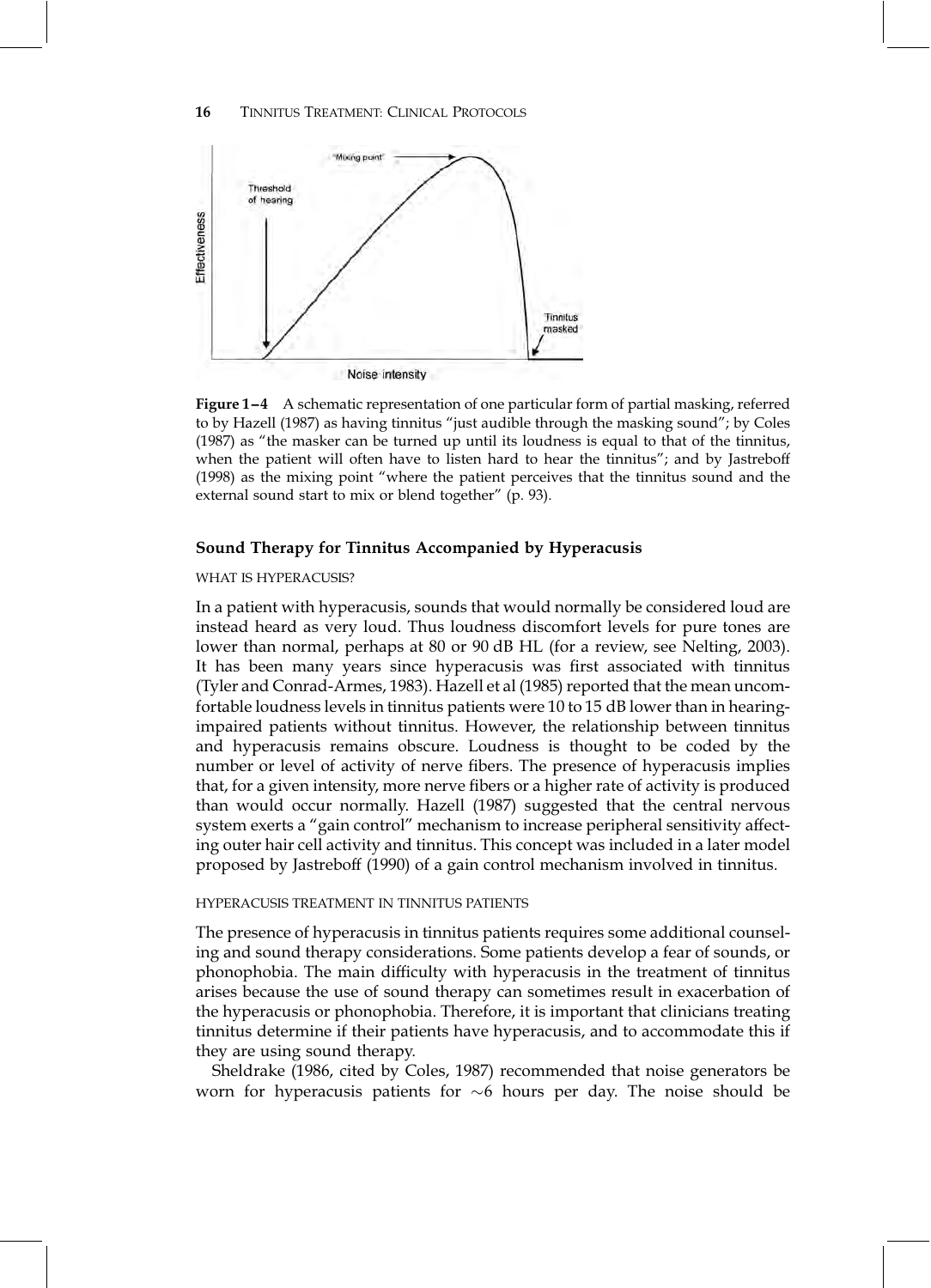**Figure 1–4** A schematic representation of one particular form of partial masking, referred to by Hazell (1987) as having tinnitus "just audible through the masking sound"; by Coles (1987) as "the masker can be turned up until its loudness is equal to that of the tinnitus, when the patient will often have to listen hard to hear the tinnitus"; and by Jastreboff (1998) as the mixing point "where the patient perceives that the tinnitus sound and the external sound start to mix or blend together" (p. 93).

### Sound Therapy for Tinnitus Accompanied by Hyperacusis

#### WHAT IS HYPERACUSIS?

In a patient with hyperacusis, sounds that would normally be considered loud are instead heard as very loud. Thus loudness discomfort levels for pure tones are lower than normal, perhaps at 80 or 90 dB HL (for a review, see Nelting, 2003). It has been many years since hyperacusis was first associated with tinnitus (Tyler and Conrad-Armes, 1983). Hazell et al (1985) reported that the mean uncomfortable loudness levels in tinnitus patients were 10 to 15 dB lower than in hearing-impaired patients without tinnitus. However, the relationship between tinnitus and hyperacusis remains obscure. Loudness is thought to be coded by the number or level of activity of nerve fibers. The presence of hyperacusis implies that, for a given intensity, more nerve fibers or a higher rate of activity is produced than would occur normally. Hazell (1987) suggested that the central nervous system exerts a "gain control" mechanism to increase peripheral sensitivity affecting outer hair cell activity and tinnitus. This concept was included in a later model proposed by Jastreboff (1990) of a gain control mechanism involved in tinnitus.

#### HYPERACUSIS TREATMENT IN TINNITUS PATIENTS

The presence of hyperacusis in tinnitus patients requires some additional counseling and sound therapy considerations. Some patients develop a fear of sounds, or phonophobia. The main difficulty with hyperacusis in the treatment of tinnitus arises because the use of sound therapy can sometimes result in exacerbation of the hyperacusis or phonophobia. Therefore, it is important that clinicians treating tinnitus determine if their patients have hyperacusis, and to accommodate this if they are using sound therapy.

Sheldrake (1986, cited by Coles, 1987) recommended that noise generators be worn for hyperacusis patients for ~6 hours per day. The noise should be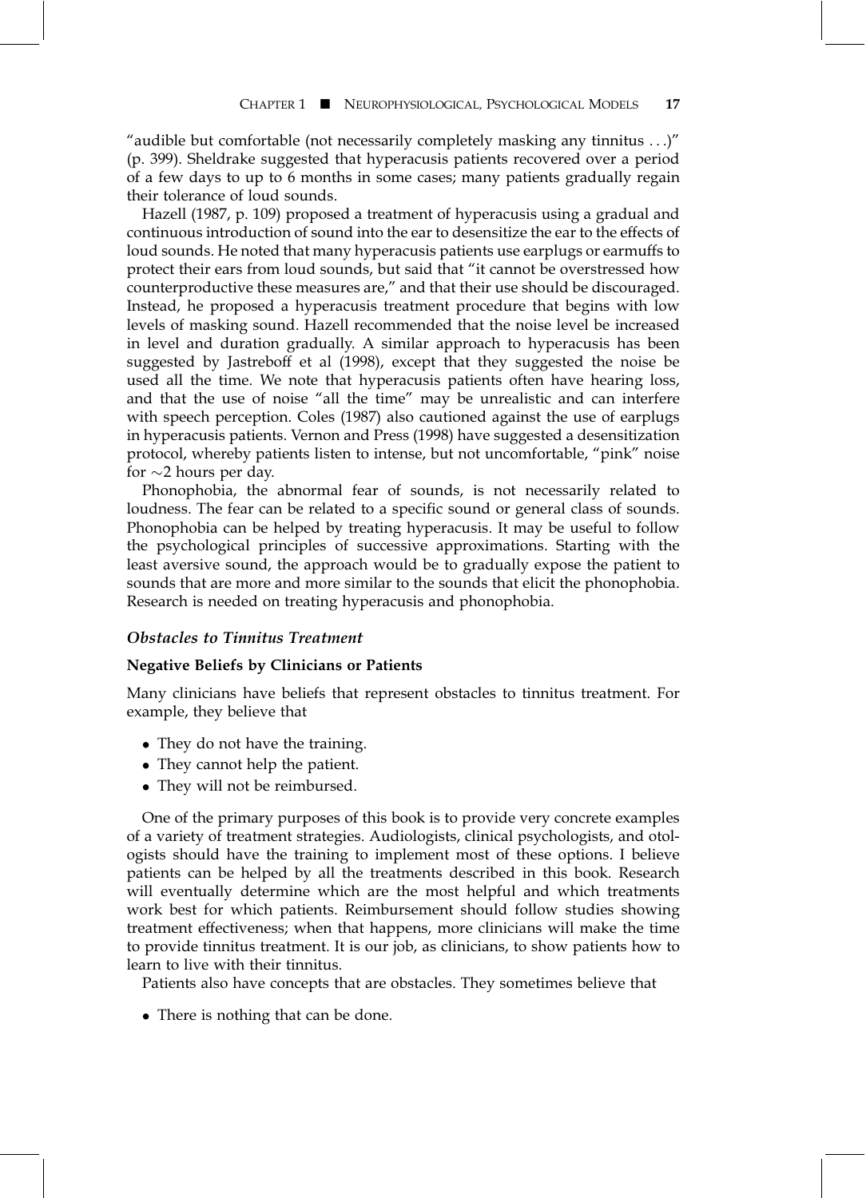"audible but comfortable (not necessarily completely masking any tinnitus . . .)" (p. 399). Sheldrake suggested that hyperacusis patients recovered over a period of a few days to up to 6 months in some cases; many patients gradually regain their tolerance of loud sounds.

Hazell (1987, p. 109) proposed a treatment of hyperacusis using a gradual and continuous introduction of sound into the ear to desensitize the ear to the effects of loud sounds. He noted that many hyperacusis patients use earplugs or earmuffs to protect their ears from loud sounds, but said that "it cannot be overstressed how counterproductive these measures are," and that their use should be discouraged. Instead, he proposed a hyperacusis treatment procedure that begins with low levels of masking sound. Hazell recommended that the noise level be increased in level and duration gradually. A similar approach to hyperacusis has been suggested by Jastreboff et al (1998), except that they suggested the noise be used all the time. We note that hyperacusis patients often have hearing loss, and that the use of noise "all the time" may be unrealistic and can interfere with speech perception. Coles (1987) also cautioned against the use of earplugs in hyperacusis patients. Vernon and Press (1998) have suggested a desensitization protocol, whereby patients listen to intense, but not uncomfortable, "pink" noise for ~2 hours per day.

Phonophobia, the abnormal fear of sounds, is not necessarily related to loudness. The fear can be related to a specific sound or general class of sounds. Phonophobia can be helped by treating hyperacusis. It may be useful to follow the psychological principles of successive approximations. Starting with the least aversive sound, the approach would be to gradually expose the patient to sounds that are more and more similar to the sounds that elicit the phonophobia. Research is needed on treating hyperacusis and phonophobia.

### *Obstacles to Tinnitus Treatment*

#### Negative Beliefs by Clinicians or Patients

Many clinicians have beliefs that represent obstacles to tinnitus treatment. For example, they believe that

- They do not have the training.
- They cannot help the patient.
- They will not be reimbursed.

One of the primary purposes of this book is to provide very concrete examples of a variety of treatment strategies. Audiologists, clinical psychologists, and otologists should have the training to implement most of these options. I believe patients can be helped by all the treatments described in this book. Research will eventually determine which are the most helpful and which treatments work best for which patients. Reimbursement should follow studies showing treatment effectiveness; when that happens, more clinicians will make the time to provide tinnitus treatment. It is our job, as clinicians, to show patients how to learn to live with their tinnitus.

Patients also have concepts that are obstacles. They sometimes believe that

- There is nothing that can be done.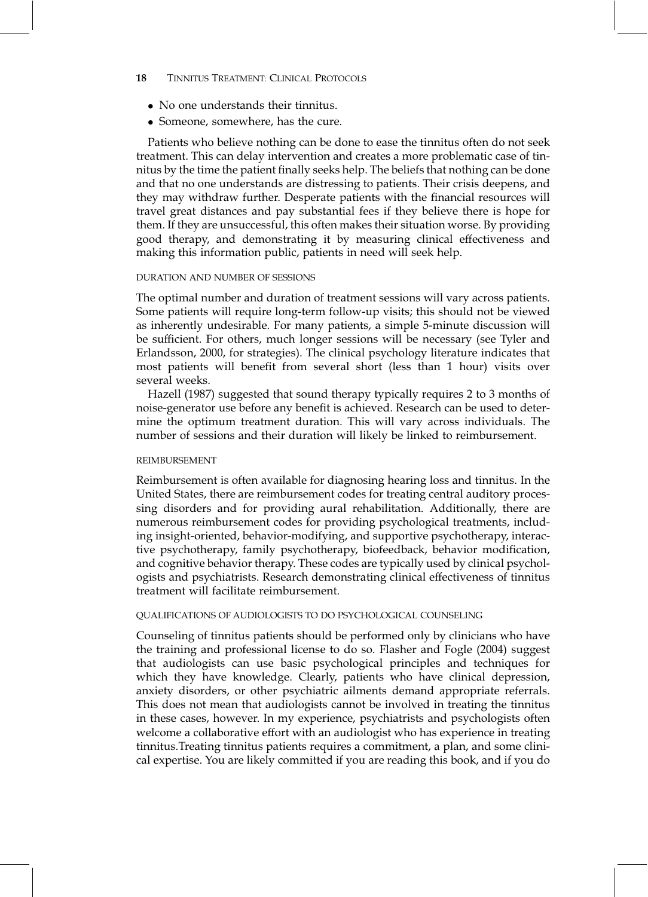- No one understands their tinnitus.
- Someone, somewhere, has the cure.

Patients who believe nothing can be done to ease the tinnitus often do not seek treatment. This can delay intervention and creates a more problematic case of tinnitus by the time the patient finally seeks help. The beliefs that nothing can be done and that no one understands are distressing to patients. Their crisis deepens, and they may withdraw further. Desperate patients with the financial resources will travel great distances and pay substantial fees if they believe there is hope for them. If they are unsuccessful, this often makes their situation worse. By providing good therapy, and demonstrating it by measuring clinical effectiveness and making this information public, patients in need will seek help.

#### DURATION AND NUMBER OF SESSIONS

The optimal number and duration of treatment sessions will vary across patients. Some patients will require long-term follow-up visits; this should not be viewed as inherently undesirable. For many patients, a simple 5-minute discussion will be sufficient. For others, much longer sessions will be necessary (see Tyler and Erlandsson, 2000, for strategies). The clinical psychology literature indicates that most patients will benefit from several short (less than 1 hour) visits over several weeks.

Hazell (1987) suggested that sound therapy typically requires 2 to 3 months of noise-generator use before any benefit is achieved. Research can be used to determine the optimum treatment duration. This will vary across individuals. The number of sessions and their duration will likely be linked to reimbursement.

#### REIMBURSEMENT

Reimbursement is often available for diagnosing hearing loss and tinnitus. In the United States, there are reimbursement codes for treating central auditory processing disorders and for providing aural rehabilitation. Additionally, there are numerous reimbursement codes for providing psychological treatments, including insight-oriented, behavior-modifying, and supportive psychotherapy, interactive psychotherapy, family psychotherapy, biofeedback, behavior modification, and cognitive behavior therapy. These codes are typically used by clinical psychologists and psychiatrists. Research demonstrating clinical effectiveness of tinnitus treatment will facilitate reimbursement.

#### QUALIFICATIONS OF AUDIOLOGISTS TO DO PSYCHOLOGICAL COUNSELING

Counseling of tinnitus patients should be performed only by clinicians who have the training and professional license to do so. Flasher and Fogle (2004) suggest that audiologists can use basic psychological principles and techniques for which they have knowledge. Clearly, patients who have clinical depression, anxiety disorders, or other psychiatric ailments demand appropriate referrals. This does not mean that audiologists cannot be involved in treating the tinnitus in these cases, however. In my experience, psychiatrists and psychologists often welcome a collaborative effort with an audiologist who has experience in treating tinnitus.Treating tinnitus patients requires a commitment, a plan, and some clinical expertise. You are likely committed if you are reading this book, and if you do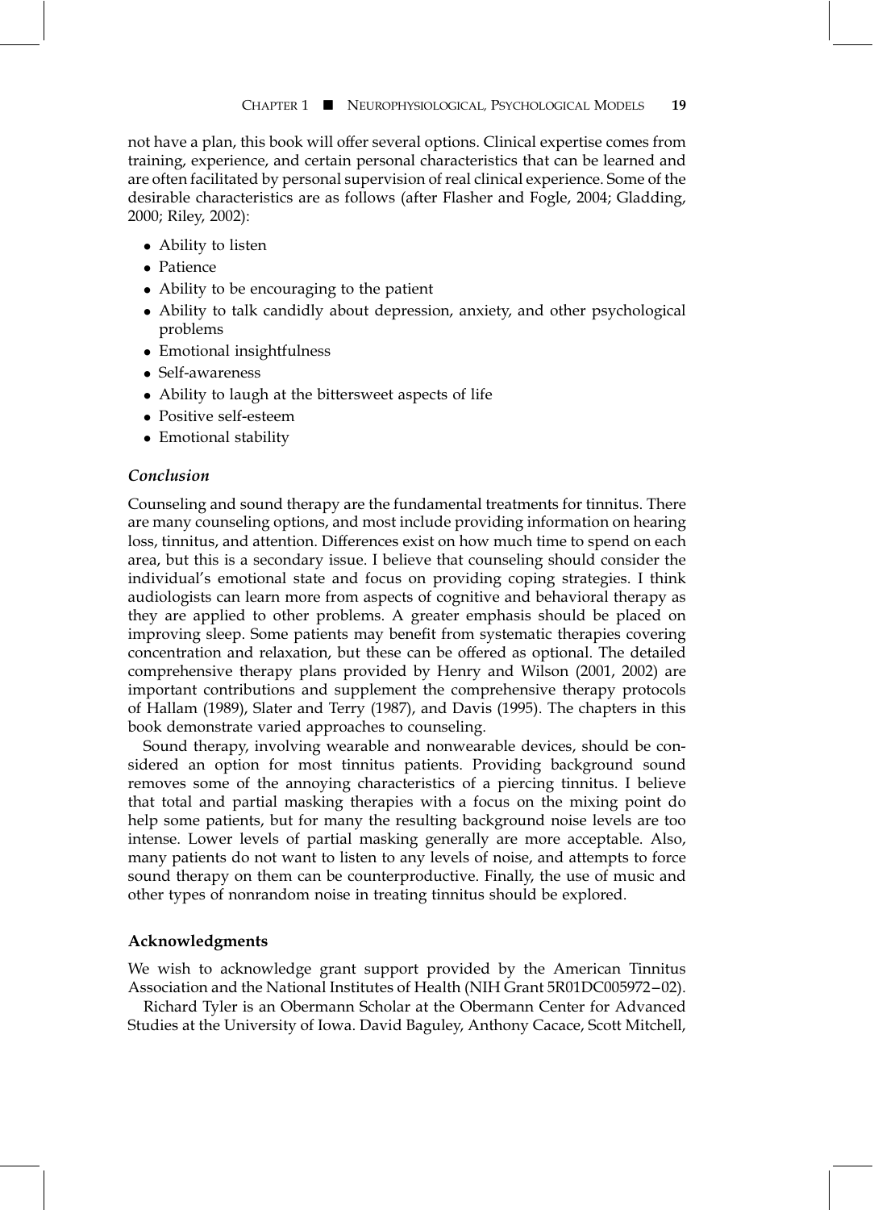not have a plan, this book will offer several options. Clinical expertise comes from training, experience, and certain personal characteristics that can be learned and are often facilitated by personal supervision of real clinical experience. Some of the desirable characteristics are as follows (after Flasher and Fogle, 2004; Gladding, 2000; Riley, 2002):

- Ability to listen
- Patience
- Ability to be encouraging to the patient
- Ability to talk candidly about depression, anxiety, and other psychological problems
- Emotional insightfulness
- Self-awareness
- Ability to laugh at the bittersweet aspects of life
- Positive self-esteem
- Emotional stability

### *Conclusion*

Counseling and sound therapy are the fundamental treatments for tinnitus. There are many counseling options, and most include providing information on hearing loss, tinnitus, and attention. Differences exist on how much time to spend on each area, but this is a secondary issue. I believe that counseling should consider the individual's emotional state and focus on providing coping strategies. I think audiologists can learn more from aspects of cognitive and behavioral therapy as they are applied to other problems. A greater emphasis should be placed on improving sleep. Some patients may benefit from systematic therapies covering concentration and relaxation, but these can be offered as optional. The detailed comprehensive therapy plans provided by Henry and Wilson (2001, 2002) are important contributions and supplement the comprehensive therapy protocols of Hallam (1989), Slater and Terry (1987), and Davis (1995). The chapters in this book demonstrate varied approaches to counseling.

Sound therapy, involving wearable and nonwearable devices, should be considered an option for most tinnitus patients. Providing background sound removes some of the annoying characteristics of a piercing tinnitus. I believe that total and partial masking therapies with a focus on the mixing point do help some patients, but for many the resulting background noise levels are too intense. Lower levels of partial masking generally are more acceptable. Also, many patients do not want to listen to any levels of noise, and attempts to force sound therapy on them can be counterproductive. Finally, the use of music and other types of nonrandom noise in treating tinnitus should be explored.

## Acknowledgments

We wish to acknowledge grant support provided by the American Tinnitus Association and the National Institutes of Health (NIH Grant 5R01DC005972–02).

Richard Tyler is an Obermann Scholar at the Obermann Center for Advanced Studies at the University of Iowa. David Baguley, Anthony Cacace, Scott Mitchell,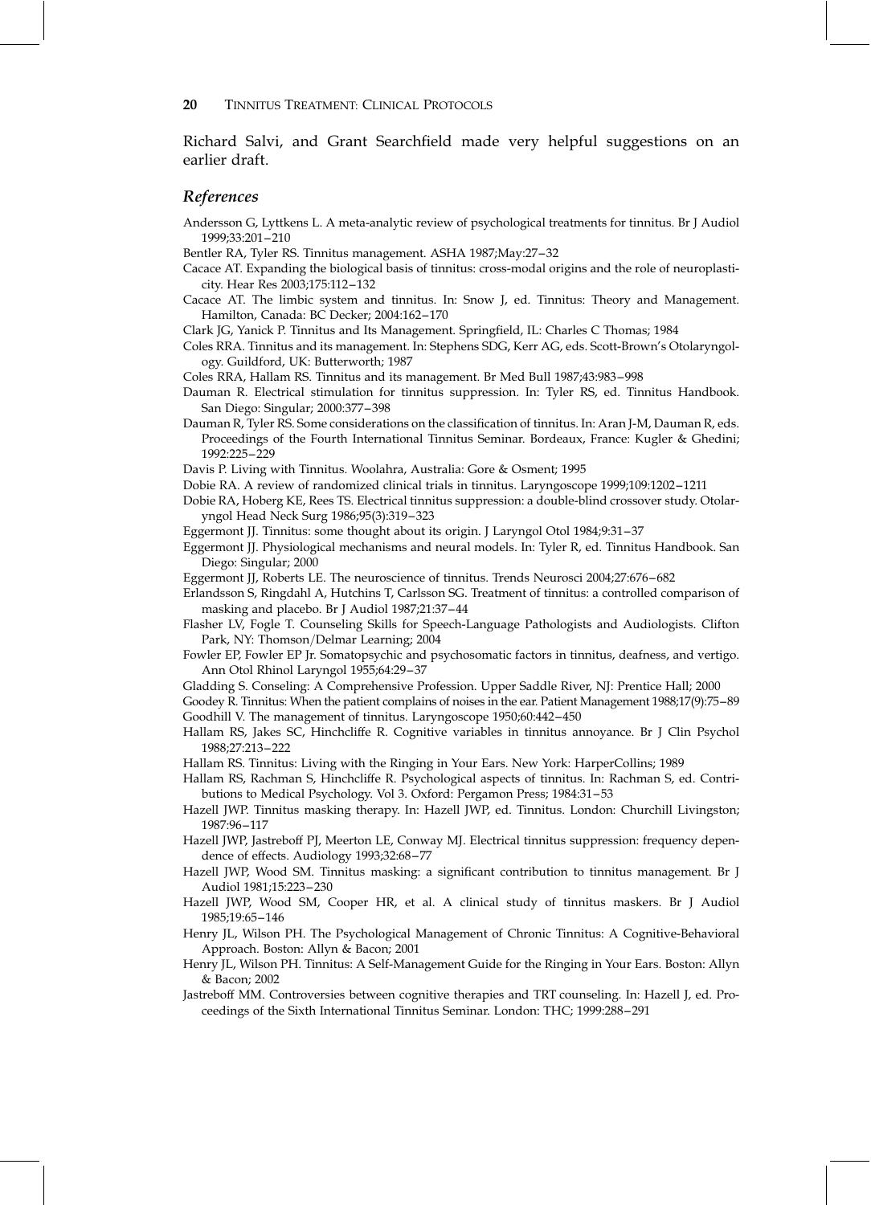Richard Salvi, and Grant Searchfield made very helpful suggestions on an earlier draft.

### *References*

Andersson G, Lyttkens L. A meta-analytic review of psychological treatments for tinnitus. Br J Audiol 1999;33:201–210

Bentler RA, Tyler RS. Tinnitus management. ASHA 1987;May:27–32

Cacace AT. Expanding the biological basis of tinnitus: cross-modal origins and the role of neuroplasticity. Hear Res 2003;175:112–132

Cacace AT. The limbic system and tinnitus. In: Snow J, ed. Tinnitus: Theory and Management. Hamilton, Canada: BC Decker; 2004:162–170

Clark JG, Yanick P. Tinnitus and Its Management. Springfield, IL: Charles C Thomas; 1984

Coles RRA. Tinnitus and its management. In: Stephens SDG, Kerr AG, eds. Scott-Brown's Otolaryngology. Guildford, UK: Butterworth; 1987

Coles RRA, Hallam RS. Tinnitus and its management. Br Med Bull 1987;43:983–998

Dauman R. Electrical stimulation for tinnitus suppression. In: Tyler RS, ed. Tinnitus Handbook. San Diego: Singular; 2000:377–398

Dauman R, Tyler RS. Some considerations on the classification of tinnitus. In: Aran J-M, Dauman R, eds. Proceedings of the Fourth International Tinnitus Seminar. Bordeaux, France: Kugler & Ghedini; 1992:225–229

Davis P. Living with Tinnitus. Woolahra, Australia: Gore & Osment; 1995

Dobie RA. A review of randomized clinical trials in tinnitus. Laryngoscope 1999;109:1202–1211

Dobie RA, Hoberg KE, Rees TS. Electrical tinnitus suppression: a double-blind crossover study. Otolaryngol Head Neck Surg 1986;95(3):319–323

Eggermont JJ. Tinnitus: some thought about its origin. J Laryngol Otol 1984;9:31–37

Eggermont JJ. Physiological mechanisms and neural models. In: Tyler R, ed. Tinnitus Handbook. San Diego: Singular; 2000

Eggermont JJ, Roberts LE. The neuroscience of tinnitus. Trends Neurosci 2004;27:676–682

Erlandsson S, Ringdahl A, Hutchins T, Carlsson SG. Treatment of tinnitus: a controlled comparison of masking and placebo. Br J Audiol 1987;21:37–44

Flasher LV, Fogle T. Counseling Skills for Speech-Language Pathologists and Audiologists. Clifton Park, NY: Thomson/Delmar Learning; 2004

Fowler EP, Fowler EP Jr. Somatopsychic and psychosomatic factors in tinnitus, deafness, and vertigo. Ann Otol Rhinol Laryngol 1955;64:29–37

Gladding S. Conseling: A Comprehensive Profession. Upper Saddle River, NJ: Prentice Hall; 2000

Goodey R. Tinnitus: When the patient complains of noises in the ear. Patient Management 1988;17(9):75–89

Goodhill V. The management of tinnitus. Laryngoscope 1950;60:442–450

Hallam RS, Jakes SC, Hinchcliffe R. Cognitive variables in tinnitus annoyance. Br J Clin Psychol 1988;27:213–222

Hallam RS. Tinnitus: Living with the Ringing in Your Ears. New York: HarperCollins; 1989

Hallam RS, Rachman S, Hinchcliffe R. Psychological aspects of tinnitus. In: Rachman S, ed. Contributions to Medical Psychology. Vol 3. Oxford: Pergamon Press; 1984:31–53

Hazell JWP. Tinnitus masking therapy. In: Hazell JWP, ed. Tinnitus. London: Churchill Livingston; 1987:96–117

Hazell JWP, Jastreboff PJ, Meerton LE, Conway MJ. Electrical tinnitus suppression: frequency dependence of effects. Audiology 1993;32:68–77

Hazell JWP, Wood SM. Tinnitus masking: a significant contribution to tinnitus management. Br J Audiol 1981;15:223–230

Hazell JWP, Wood SM, Cooper HR, et al. A clinical study of tinnitus maskers. Br J Audiol 1985;19:65–146

Henry JL, Wilson PH. The Psychological Management of Chronic Tinnitus: A Cognitive-Behavioral Approach. Boston: Allyn & Bacon; 2001

Henry JL, Wilson PH. Tinnitus: A Self-Management Guide for the Ringing in Your Ears. Boston: Allyn & Bacon; 2002

Jastreboff MM. Controversies between cognitive therapies and TRT counseling. In: Hazell J, ed. Proceedings of the Sixth International Tinnitus Seminar. London: THC; 1999:288–291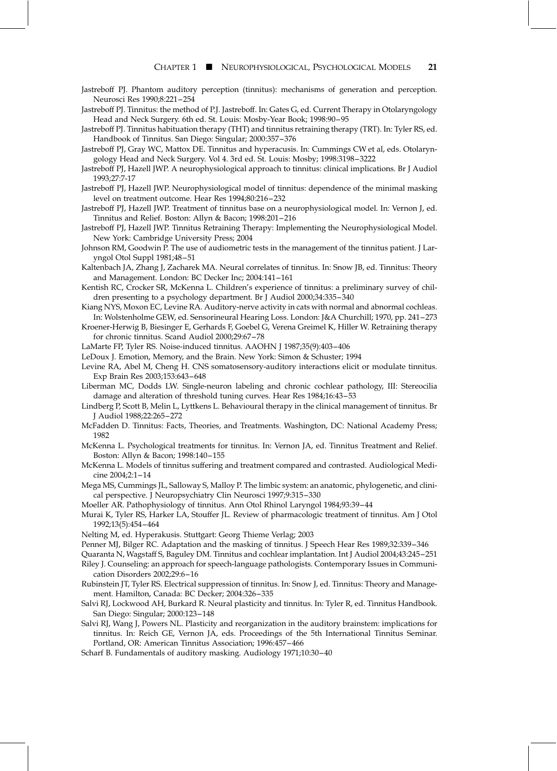Jastreboff PJ. Phantom auditory perception (tinnitus): mechanisms of generation and perception. Neurosci Res 1990;8:221–254

Jastreboff PJ. Tinnitus: the method of P.J. Jastreboff. In: Gates G, ed. Current Therapy in Otolaryngology Head and Neck Surgery. 6th ed. St. Louis: Mosby-Year Book; 1998:90–95

Jastreboff PJ. Tinnitus habituation therapy (THT) and tinnitus retraining therapy (TRT). In: Tyler RS, ed. Handbook of Tinnitus. San Diego: Singular; 2000:357–376

Jastreboff PJ, Gray WC, Mattox DE. Tinnitus and hyperacusis. In: Cummings CW et al, eds. Otolaryngology Head and Neck Surgery. Vol 4. 3rd ed. St. Louis: Mosby; 1998:3198–3222

Jastreboff PJ, Hazell JWP. A neurophysiological approach to tinnitus: clinical implications. Br J Audiol 1993;27:7-17

Jastreboff PJ, Hazell JWP. Neurophysiological model of tinnitus: dependence of the minimal masking level on treatment outcome. Hear Res 1994;80:216–232

Jastreboff PJ, Hazell JWP. Treatment of tinnitus base on a neurophysiological model. In: Vernon J, ed. Tinnitus and Relief. Boston: Allyn & Bacon; 1998:201–216

Jastreboff PJ, Hazell JWP. Tinnitus Retraining Therapy: Implementing the Neurophysiological Model. New York: Cambridge University Press; 2004

Johnson RM, Goodwin P. The use of audiometric tests in the management of the tinnitus patient. J Laryngol Otol Suppl 1981;48–51

Kaltenbach JA, Zhang J, Zacharek MA. Neural correlates of tinnitus. In: Snow JB, ed. Tinnitus: Theory and Management. London: BC Decker Inc; 2004:141–161

Kentish RC, Crocker SR, McKenna L. Children's experience of tinnitus: a preliminary survey of children presenting to a psychology department. Br J Audiol 2000;34:335–340

Kiang NYS, Moxon EC, Levine RA. Auditory-nerve activity in cats with normal and abnormal cochleas. In: Wolstenholme GEW, ed. Sensorineural Hearing Loss. London: J&A Churchill; 1970, pp. 241–273

Kroener-Herwig B, Biesinger E, Gerhards F, Goebel G, Verena Greimel K, Hiller W. Retraining therapy for chronic tinnitus. Scand Audiol 2000;29:67–78

LaMarte FP, Tyler RS. Noise-induced tinnitus. AAOHN J 1987;35(9):403–406

LeDoux J. Emotion, Memory, and the Brain. New York: Simon & Schuster; 1994

Levine RA, Abel M, Cheng H. CNS somatosensory-auditory interactions elicit or modulate tinnitus. Exp Brain Res 2003;153:643–648

Liberman MC, Dodds LW. Single-neuron labeling and chronic cochlear pathology, III: Stereocilia damage and alteration of threshold tuning curves. Hear Res 1984;16:43–53

Lindberg P, Scott B, Melin L, Lyttkens L. Behavioural therapy in the clinical management of tinnitus. Br J Audiol 1988;22:265–272

McFadden D. Tinnitus: Facts, Theories, and Treatments. Washington, DC: National Academy Press; 1982

McKenna L. Psychological treatments for tinnitus. In: Vernon JA, ed. Tinnitus Treatment and Relief. Boston: Allyn & Bacon; 1998:140–155

McKenna L. Models of tinnitus suffering and treatment compared and contrasted. Audiological Medicine 2004;2:1–14

Mega MS, Cummings JL, Salloway S, Malloy P. The limbic system: an anatomic, phylogenetic, and clinical perspective. J Neuropsychiatry Clin Neurosci 1997;9:315–330

Moeller AR. Pathophysiology of tinnitus. Ann Otol Rhinol Laryngol 1984;93:39–44

Murai K, Tyler RS, Harker LA, Stouffer JL. Review of pharmacologic treatment of tinnitus. Am J Otol 1992;13(5):454–464

Nelting M, ed. Hyperakusis. Stuttgart: Georg Thieme Verlag; 2003

Penner MJ, Bilger RC. Adaptation and the masking of tinnitus. J Speech Hear Res 1989;32:339–346

Quaranta N, Wagstaff S, Baguley DM. Tinnitus and cochlear implantation. Int J Audiol 2004;43:245–251

Riley J. Counseling: an approach for speech-language pathologists. Contemporary Issues in Communication Disorders 2002;29:6–16

Rubinstein JT, Tyler RS. Electrical suppression of tinnitus. In: Snow J, ed. Tinnitus: Theory and Management. Hamilton, Canada: BC Decker; 2004:326–335

Salvi RJ, Lockwood AH, Burkard R. Neural plasticity and tinnitus. In: Tyler R, ed. Tinnitus Handbook. San Diego: Singular; 2000:123–148

Salvi RJ, Wang J, Powers NL. Plasticity and reorganization in the auditory brainstem: implications for tinnitus. In: Reich GE, Vernon JA, eds. Proceedings of the 5th International Tinnitus Seminar. Portland, OR: American Tinnitus Association; 1996:457–466

Scharf B. Fundamentals of auditory masking. Audiology 1971;10:30–40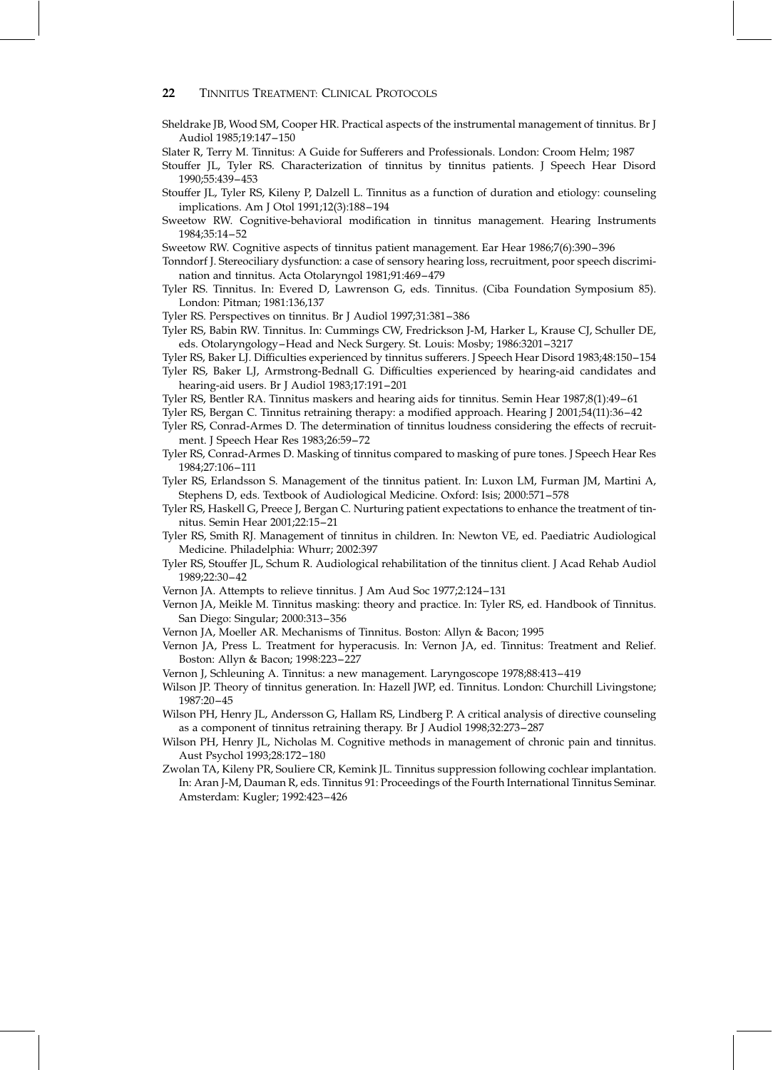Sheldrake JB, Wood SM, Cooper HR. Practical aspects of the instrumental management of tinnitus. Br J Audiol 1985;19:147–150

Slater R, Terry M. Tinnitus: A Guide for Sufferers and Professionals. London: Croom Helm; 1987

Stouffer JL, Tyler RS. Characterization of tinnitus by tinnitus patients. J Speech Hear Disord 1990;55:439–453

Stouffer JL, Tyler RS, Kileny P, Dalzell L. Tinnitus as a function of duration and etiology: counseling implications. Am J Otol 1991;12(3):188–194

Sweetow RW. Cognitive-behavioral modification in tinnitus management. Hearing Instruments 1984;35:14–52

Sweetow RW. Cognitive aspects of tinnitus patient management. Ear Hear 1986;7(6):390–396

Tonndorf J. Stereociliary dysfunction: a case of sensory hearing loss, recruitment, poor speech discrimination and tinnitus. Acta Otolaryngol 1981;91:469–479

Tyler RS. Tinnitus. In: Evered D, Lawrenson G, eds. Tinnitus. (Ciba Foundation Symposium 85). London: Pitman; 1981:136,137

Tyler RS. Perspectives on tinnitus. Br J Audiol 1997;31:381–386

Tyler RS, Babin RW. Tinnitus. In: Cummings CW, Fredrickson J-M, Harker L, Krause CJ, Schuller DE, eds. Otolaryngology–Head and Neck Surgery. St. Louis: Mosby; 1986:3201–3217

Tyler RS, Baker LJ. Difficulties experienced by tinnitus sufferers. J Speech Hear Disord 1983;48:150–154

Tyler RS, Baker LJ, Armstrong-Bednall G. Difficulties experienced by hearing-aid candidates and hearing-aid users. Br J Audiol 1983;17:191–201

Tyler RS, Bentler RA. Tinnitus maskers and hearing aids for tinnitus. Semin Hear 1987;8(1):49–61

Tyler RS, Bergan C. Tinnitus retraining therapy: a modified approach. Hearing J 2001;54(11):36–42

Tyler RS, Conrad-Armes D. The determination of tinnitus loudness considering the effects of recruitment. J Speech Hear Res 1983;26:59–72

Tyler RS, Conrad-Armes D. Masking of tinnitus compared to masking of pure tones. J Speech Hear Res 1984;27:106–111

Tyler RS, Erlandsson S. Management of the tinnitus patient. In: Luxon LM, Furman JM, Martini A, Stephens D, eds. Textbook of Audiological Medicine. Oxford: Isis; 2000:571–578

Tyler RS, Haskell G, Preece J, Bergan C. Nurturing patient expectations to enhance the treatment of tinnitus. Semin Hear 2001;22:15–21

Tyler RS, Smith RJ. Management of tinnitus in children. In: Newton VE, ed. Paediatric Audiological Medicine. Philadelphia: Whurr; 2002:397

Tyler RS, Stouffer JL, Schum R. Audiological rehabilitation of the tinnitus client. J Acad Rehab Audiol 1989;22:30–42

Vernon JA. Attempts to relieve tinnitus. J Am Aud Soc 1977;2:124–131

Vernon JA, Meikle M. Tinnitus masking: theory and practice. In: Tyler RS, ed. Handbook of Tinnitus. San Diego: Singular; 2000:313–356

Vernon JA, Moeller AR. Mechanisms of Tinnitus. Boston: Allyn & Bacon; 1995

Vernon JA, Press L. Treatment for hyperacusis. In: Vernon JA, ed. Tinnitus: Treatment and Relief. Boston: Allyn & Bacon; 1998:223–227

Vernon J, Schleuning A. Tinnitus: a new management. Laryngoscope 1978;88:413–419

Wilson JP. Theory of tinnitus generation. In: Hazell JWP, ed. Tinnitus. London: Churchill Livingstone; 1987:20–45

Wilson PH, Henry JL, Andersson G, Hallam RS, Lindberg P. A critical analysis of directive counseling as a component of tinnitus retraining therapy. Br J Audiol 1998;32:273–287

Wilson PH, Henry JL, Nicholas M. Cognitive methods in management of chronic pain and tinnitus. Aust Psychol 1993;28:172–180

Zwolan TA, Kileny PR, Souliere CR, Kemink JL. Tinnitus suppression following cochlear implantation. In: Aran J-M, Dauman R, eds. Tinnitus 91: Proceedings of the Fourth International Tinnitus Seminar. Amsterdam: Kugler; 1992:423–426